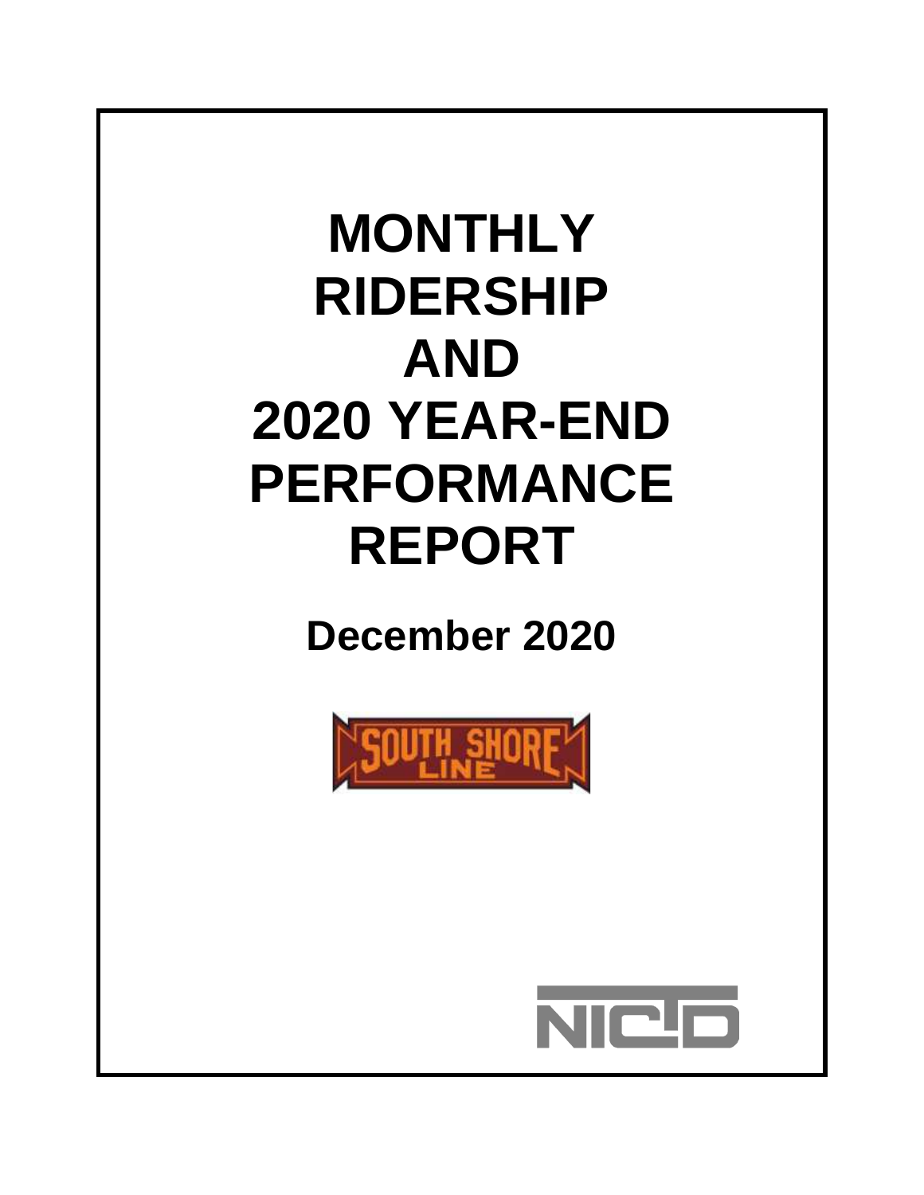# MONTHLY RIDERSHIP AND 2020 YEAR-END PERFORMANCE REPORT

## December 2020

SOUTH SHORE LINE

NICTD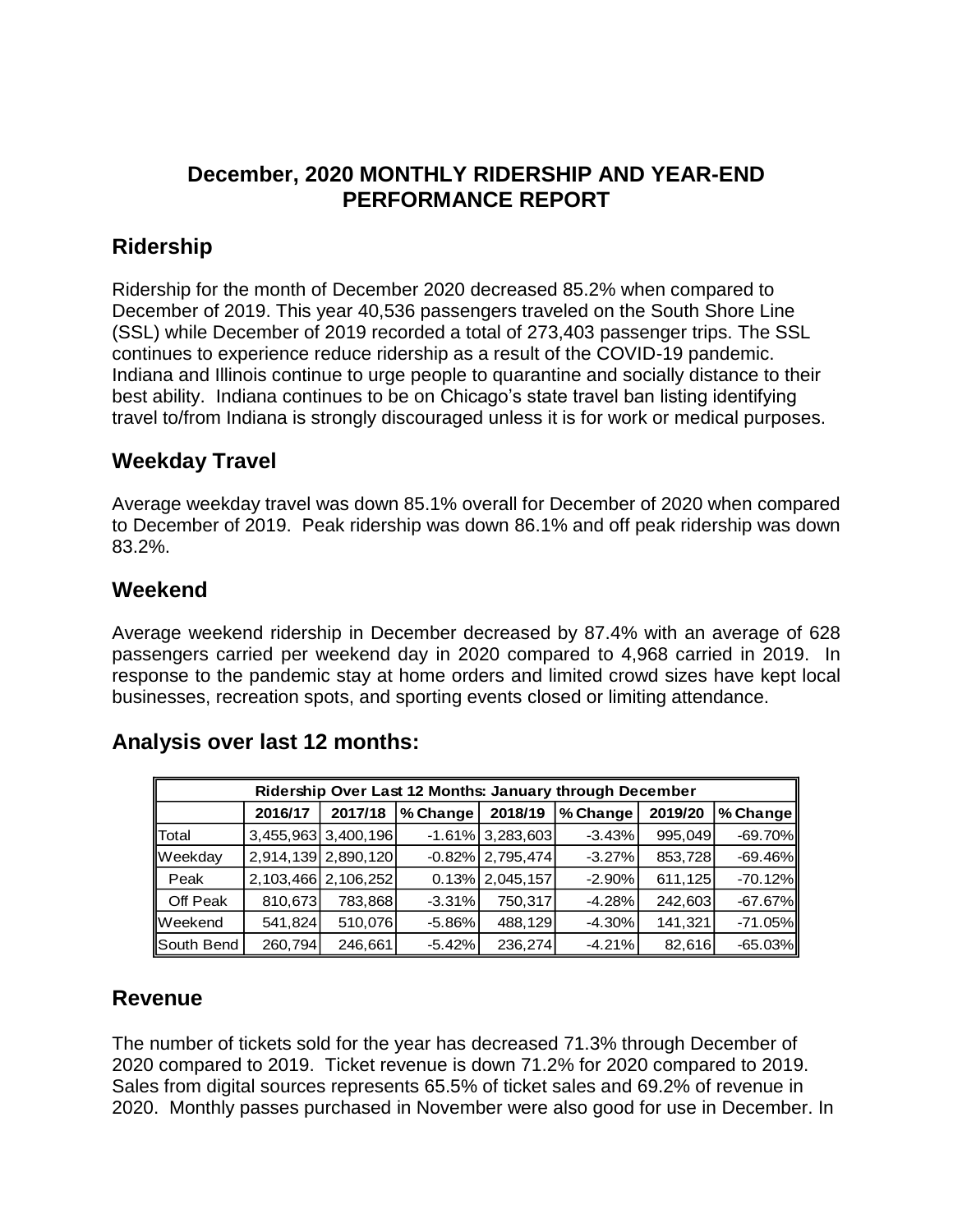# December, 2020 MONTHLY RIDERSHIP AND YEAR-END PERFORMANCE REPORT

## Ridership

Ridership for the month of December 2020 decreased 85.2% when compared to December of 2019. This year 40,536 passengers traveled on the South Shore Line (SSL) while December of 2019 recorded a total of 273,403 passenger trips. The SSL continues to experience reduce ridership as a result of the COVID-19 pandemic. Indiana and Illinois continue to urge people to quarantine and socially distance to their best ability. Indiana continues to be on Chicago's state travel ban listing identifying travel to/from Indiana is strongly discouraged unless it is for work or medical purposes.

## Weekday Travel

Average weekday travel was down 85.1% overall for December of 2020 when compared to December of 2019. Peak ridership was down 86.1% and off peak ridership was down 83.2%.

## Weekend

Average weekend ridership in December decreased by 87.4% with an average of 628 passengers carried per weekend day in 2020 compared to 4,968 carried in 2019. In response to the pandemic stay at home orders and limited crowd sizes have kept local businesses, recreation spots, and sporting events closed or limiting attendance.

## Analysis over last 12 months:

| Ridership Over Last 12 Months: January through December | | | | | | | |
|---|---|---|---|---|---|---|---|
| | 2016/17 | 2017/18 | % Change | 2018/19 | % Change | 2019/20 | % Change |
| Total | 3,455,963 | 3,400,196 | -1.61% | 3,283,603 | -3.43% | 995,049 | -69.70% |
| Weekday | 2,914,139 | 2,890,120 | -0.82% | 2,795,474 | -3.27% | 853,728 | -69.46% |
| Peak | 2,103,466 | 2,106,252 | 0.13% | 2,045,157 | -2.90% | 611,125 | -70.12% |
| Off Peak | 810,673 | 783,868 | -3.31% | 750,317 | -4.28% | 242,603 | -67.67% |
| Weekend | 541,824 | 510,076 | -5.86% | 488,129 | -4.30% | 141,321 | -71.05% |
| South Bend | 260,794 | 246,661 | -5.42% | 236,274 | -4.21% | 82,616 | -65.03% |

## Revenue

The number of tickets sold for the year has decreased 71.3% through December of 2020 compared to 2019. Ticket revenue is down 71.2% for 2020 compared to 2019. Sales from digital sources represents 65.5% of ticket sales and 69.2% of revenue in 2020. Monthly passes purchased in November were also good for use in December. In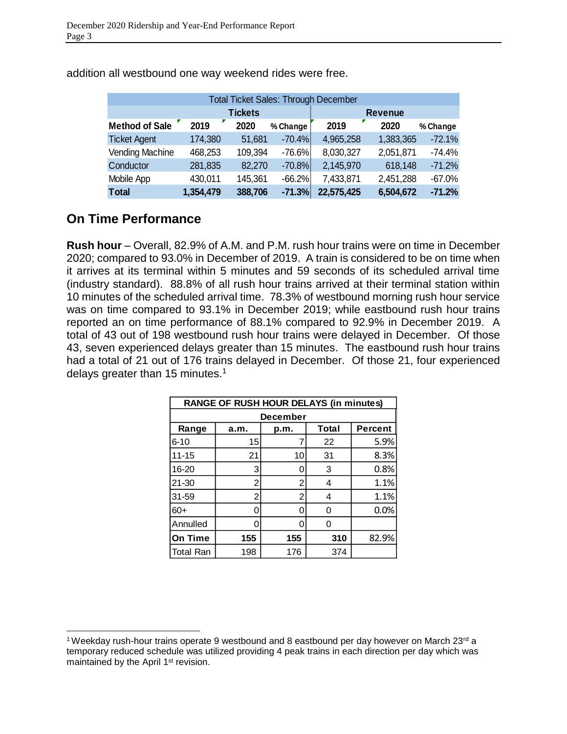addition all westbound one way weekend rides were free.

| Total Ticket Sales: Through December | | | | | | |
|---|---|---|---|---|---|---|
| | Tickets | | | Revenue | | |
| **Method of Sale** | **2019** | **2020** | **% Change** | **2019** | **2020** | **% Change** |
| Ticket Agent | 174,380 | 51,681 | -70.4% | 4,965,258 | 1,383,365 | -72.1% |
| Vending Machine | 468,253 | 109,394 | -76.6% | 8,030,327 | 2,051,871 | -74.4% |
| Conductor | 281,835 | 82,270 | -70.8% | 2,145,970 | 618,148 | -71.2% |
| Mobile App | 430,011 | 145,361 | -66.2% | 7,433,871 | 2,451,288 | -67.0% |
| **Total** | **1,354,479** | **388,706** | **-71.3%** | **22,575,425** | **6,504,672** | **-71.2%** |

## On Time Performance

**Rush hour** – Overall, 82.9% of A.M. and P.M. rush hour trains were on time in December 2020; compared to 93.0% in December of 2019. A train is considered to be on time when it arrives at its terminal within 5 minutes and 59 seconds of its scheduled arrival time (industry standard). 88.8% of all rush hour trains arrived at their terminal station within 10 minutes of the scheduled arrival time. 78.3% of westbound morning rush hour service was on time compared to 93.1% in December 2019; while eastbound rush hour trains reported an on time performance of 88.1% compared to 92.9% in December 2019. A total of 43 out of 198 westbound rush hour trains were delayed in December. Of those 43, seven experienced delays greater than 15 minutes. The eastbound rush hour trains had a total of 21 out of 176 trains delayed in December. Of those 21, four experienced delays greater than 15 minutes.[1]

| RANGE OF RUSH HOUR DELAYS (in minutes) | | | | |
|---|---|---|---|---|
| December | | | | |
| **Range** | **a.m.** | **p.m.** | **Total** | **Percent** |
| 6-10 | 15 | 7 | 22 | 5.9% |
| 11-15 | 21 | 10 | 31 | 8.3% |
| 16-20 | 3 | 0 | 3 | 0.8% |
| 21-30 | 2 | 2 | 4 | 1.1% |
| 31-59 | 2 | 2 | 4 | 1.1% |
| 60+ | 0 | 0 | 0 | 0.0% |
| Annulled | 0 | 0 | 0 | |
| **On Time** | **155** | **155** | **310** | 82.9% |
| Total Ran | 198 | 176 | 374 | |

[1] Weekday rush-hour trains operate 9 westbound and 8 eastbound per day however on March 23rd a temporary reduced schedule was utilized providing 4 peak trains in each direction per day which was maintained by the April 1st revision.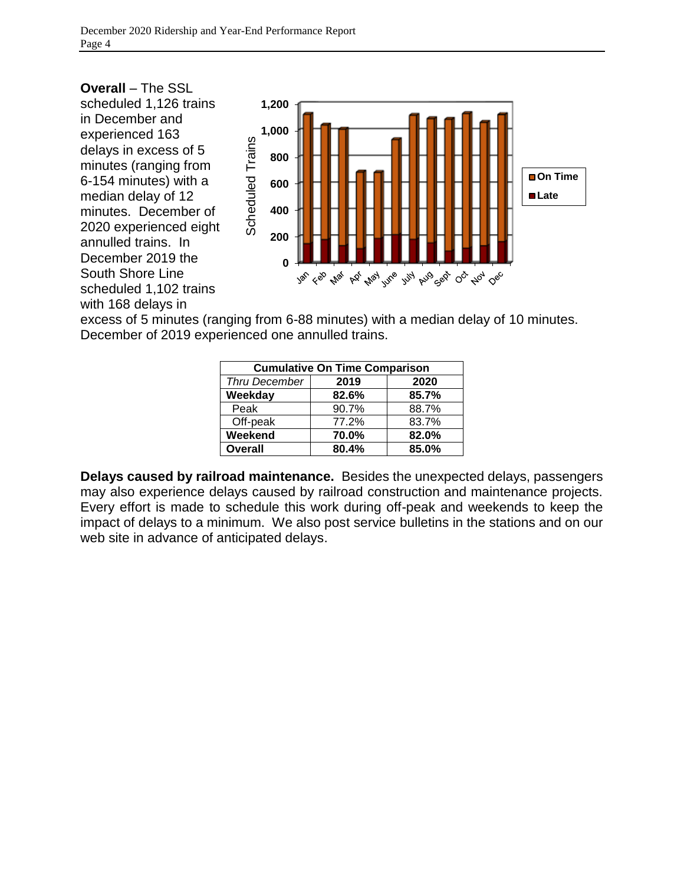**Overall** – The SSL scheduled 1,126 trains in December and experienced 163 delays in excess of 5 minutes (ranging from 6-154 minutes) with a median delay of 12 minutes. December of 2020 experienced eight annulled trains. In December 2019 the South Shore Line scheduled 1,102 trains with 168 delays in excess of 5 minutes (ranging from 6-88 minutes) with a median delay of 10 minutes. December of 2019 experienced one annulled trains.

| Cumulative On Time Comparison | | |
|---|---|---|
| *Thru December* | **2019** | **2020** |
| **Weekday** | **82.6%** | **85.7%** |
| Peak | 90.7% | 88.7% |
| Off-peak | 77.2% | 83.7% |
| **Weekend** | **70.0%** | **82.0%** |
| **Overall** | **80.4%** | **85.0%** |

**Delays caused by railroad maintenance.** Besides the unexpected delays, passengers may also experience delays caused by railroad construction and maintenance projects. Every effort is made to schedule this work during off-peak and weekends to keep the impact of delays to a minimum. We also post service bulletins in the stations and on our web site in advance of anticipated delays.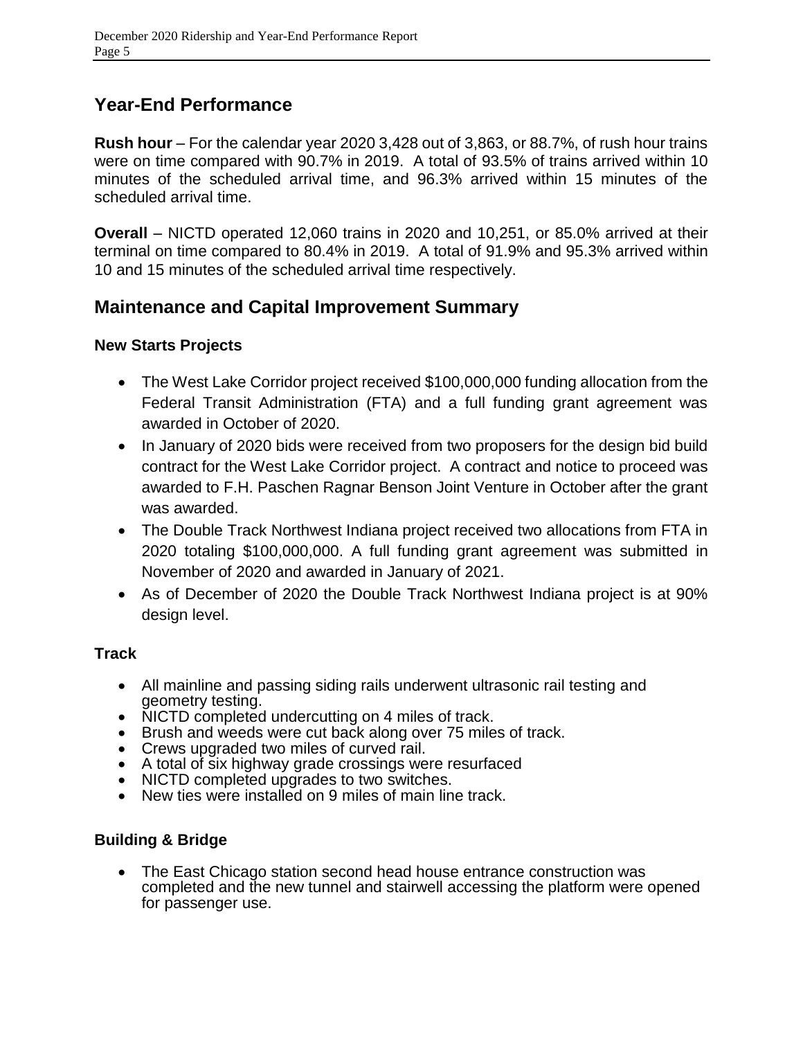## Year-End Performance

**Rush hour** – For the calendar year 2020 3,428 out of 3,863, or 88.7%, of rush hour trains were on time compared with 90.7% in 2019. A total of 93.5% of trains arrived within 10 minutes of the scheduled arrival time, and 96.3% arrived within 15 minutes of the scheduled arrival time.

**Overall** – NICTD operated 12,060 trains in 2020 and 10,251, or 85.0% arrived at their terminal on time compared to 80.4% in 2019. A total of 91.9% and 95.3% arrived within 10 and 15 minutes of the scheduled arrival time respectively.

## Maintenance and Capital Improvement Summary

### New Starts Projects

- The West Lake Corridor project received $100,000,000 funding allocation from the Federal Transit Administration (FTA) and a full funding grant agreement was awarded in October of 2020.
- In January of 2020 bids were received from two proposers for the design bid build contract for the West Lake Corridor project. A contract and notice to proceed was awarded to F.H. Paschen Ragnar Benson Joint Venture in October after the grant was awarded.
- The Double Track Northwest Indiana project received two allocations from FTA in 2020 totaling $100,000,000. A full funding grant agreement was submitted in November of 2020 and awarded in January of 2021.
- As of December of 2020 the Double Track Northwest Indiana project is at 90% design level.

### Track

- All mainline and passing siding rails underwent ultrasonic rail testing and geometry testing.
- NICTD completed undercutting on 4 miles of track.
- Brush and weeds were cut back along over 75 miles of track.
- Crews upgraded two miles of curved rail.
- A total of six highway grade crossings were resurfaced
- NICTD completed upgrades to two switches.
- New ties were installed on 9 miles of main line track.

### Building & Bridge

- The East Chicago station second head house entrance construction was completed and the new tunnel and stairwell accessing the platform were opened for passenger use.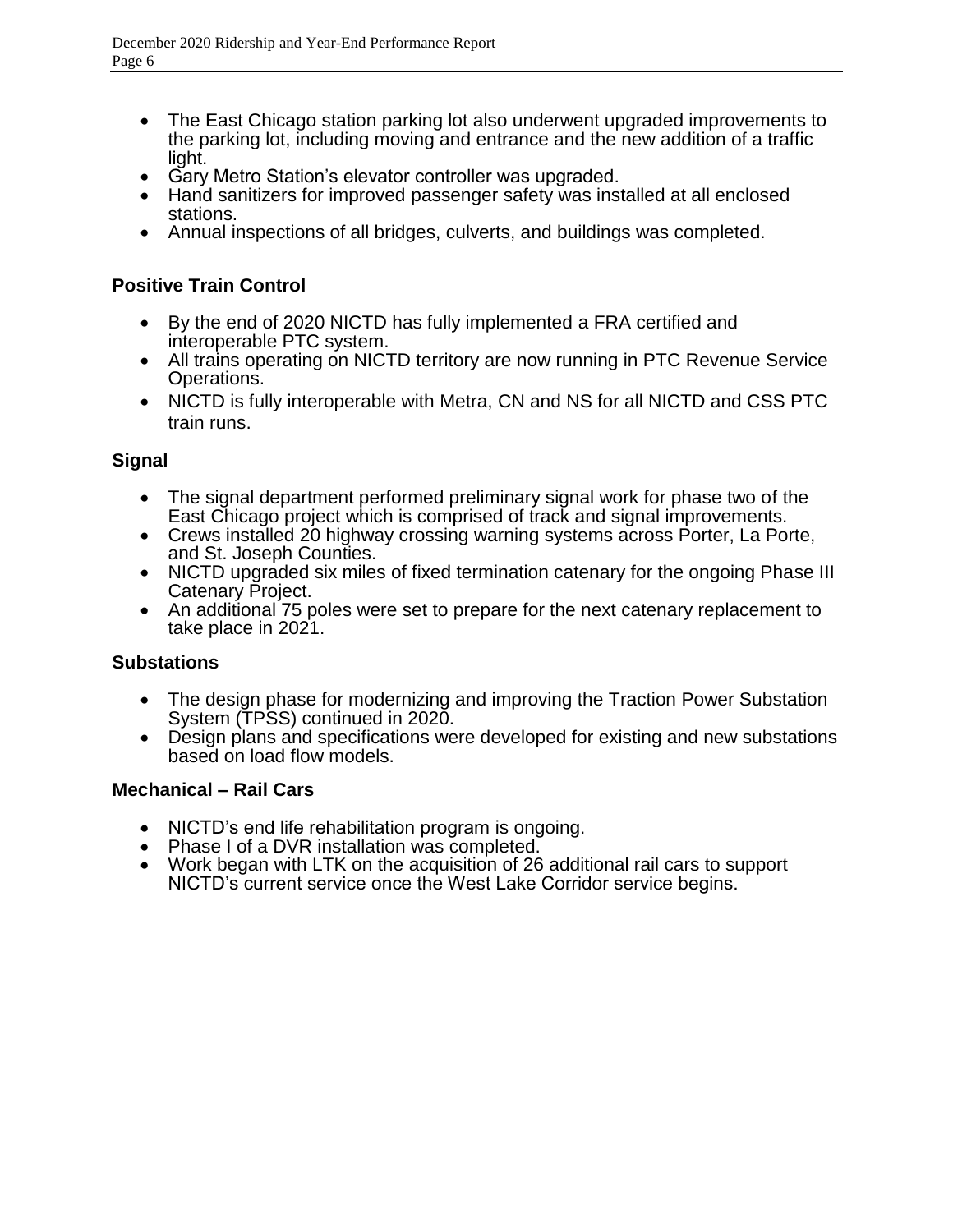- The East Chicago station parking lot also underwent upgraded improvements to the parking lot, including moving and entrance and the new addition of a traffic light.
- Gary Metro Station's elevator controller was upgraded.
- Hand sanitizers for improved passenger safety was installed at all enclosed stations.
- Annual inspections of all bridges, culverts, and buildings was completed.

### Positive Train Control

- By the end of 2020 NICTD has fully implemented a FRA certified and interoperable PTC system.
- All trains operating on NICTD territory are now running in PTC Revenue Service Operations.
- NICTD is fully interoperable with Metra, CN and NS for all NICTD and CSS PTC train runs.

### Signal

- The signal department performed preliminary signal work for phase two of the East Chicago project which is comprised of track and signal improvements.
- Crews installed 20 highway crossing warning systems across Porter, La Porte, and St. Joseph Counties.
- NICTD upgraded six miles of fixed termination catenary for the ongoing Phase III Catenary Project.
- An additional 75 poles were set to prepare for the next catenary replacement to take place in 2021.

### Substations

- The design phase for modernizing and improving the Traction Power Substation System (TPSS) continued in 2020.
- Design plans and specifications were developed for existing and new substations based on load flow models.

### Mechanical – Rail Cars

- NICTD's end life rehabilitation program is ongoing.
- Phase I of a DVR installation was completed.
- Work began with LTK on the acquisition of 26 additional rail cars to support NICTD's current service once the West Lake Corridor service begins.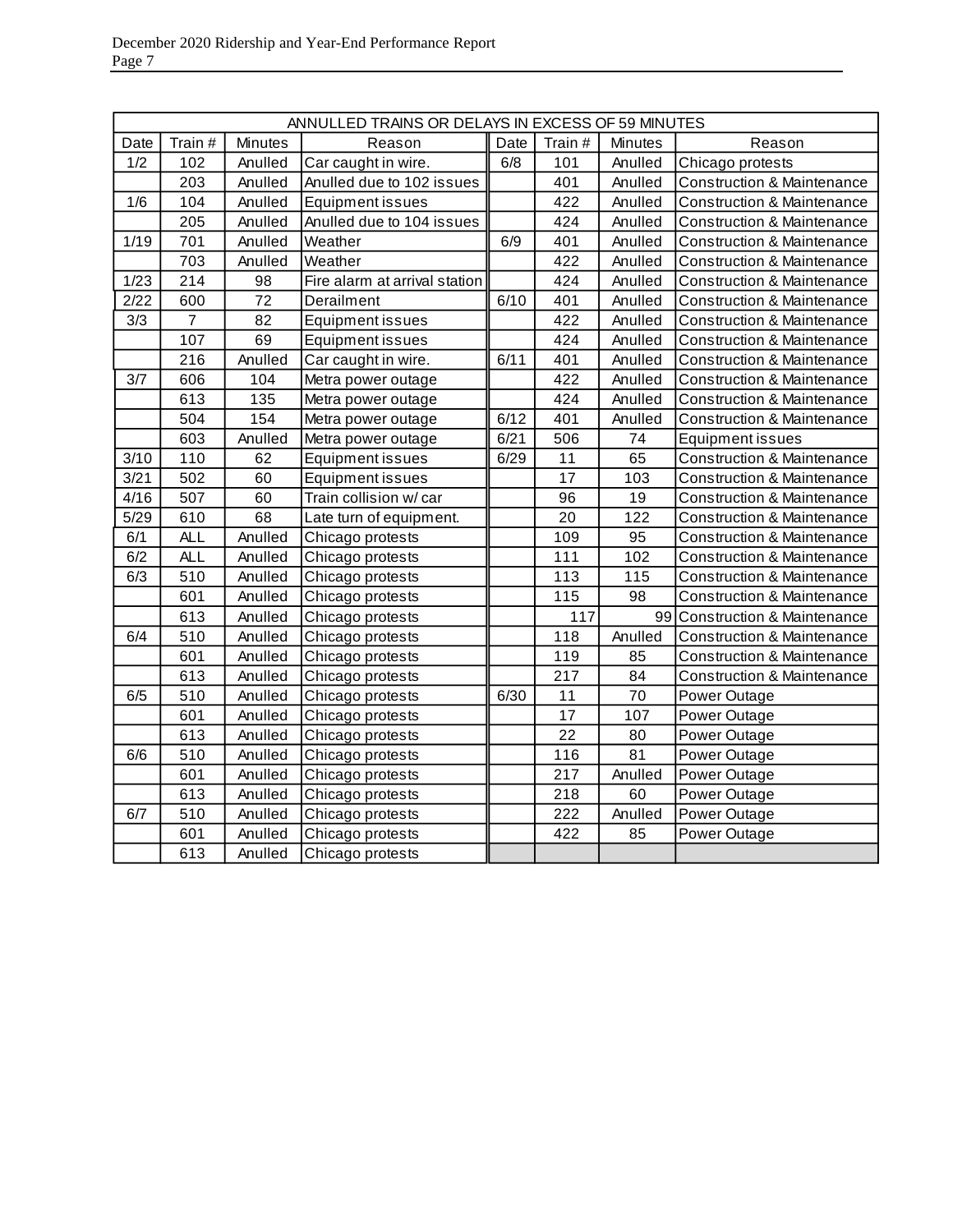| ANNULLED TRAINS OR DELAYS IN EXCESS OF 59 MINUTES | | | | | | | |
|---|---|---|---|---|---|---|---|
| Date | Train # | Minutes | Reason | Date | Train # | Minutes | Reason |
| 1/2 | 102 | Anulled | Car caught in wire. | 6/8 | 101 | Anulled | Chicago protests |
| | 203 | Anulled | Anulled due to 102 issues | | 401 | Anulled | Construction & Maintenance |
| 1/6 | 104 | Anulled | Equipment issues | | 422 | Anulled | Construction & Maintenance |
| | 205 | Anulled | Anulled due to 104 issues | | 424 | Anulled | Construction & Maintenance |
| 1/19 | 701 | Anulled | Weather | 6/9 | 401 | Anulled | Construction & Maintenance |
| | 703 | Anulled | Weather | | 422 | Anulled | Construction & Maintenance |
| 1/23 | 214 | 98 | Fire alarm at arrival station | | 424 | Anulled | Construction & Maintenance |
| 2/22 | 600 | 72 | Derailment | 6/10 | 401 | Anulled | Construction & Maintenance |
| 3/3 | 7 | 82 | Equipment issues | | 422 | Anulled | Construction & Maintenance |
| | 107 | 69 | Equipment issues | | 424 | Anulled | Construction & Maintenance |
| | 216 | Anulled | Car caught in wire. | 6/11 | 401 | Anulled | Construction & Maintenance |
| 3/7 | 606 | 104 | Metra power outage | | 422 | Anulled | Construction & Maintenance |
| | 613 | 135 | Metra power outage | | 424 | Anulled | Construction & Maintenance |
| | 504 | 154 | Metra power outage | 6/12 | 401 | Anulled | Construction & Maintenance |
| | 603 | Anulled | Metra power outage | 6/21 | 506 | 74 | Equipment issues |
| 3/10 | 110 | 62 | Equipment issues | 6/29 | 11 | 65 | Construction & Maintenance |
| 3/21 | 502 | 60 | Equipment issues | | 17 | 103 | Construction & Maintenance |
| 4/16 | 507 | 60 | Train collision w/ car | | 96 | 19 | Construction & Maintenance |
| 5/29 | 610 | 68 | Late turn of equipment. | | 20 | 122 | Construction & Maintenance |
| 6/1 | ALL | Anulled | Chicago protests | | 109 | 95 | Construction & Maintenance |
| 6/2 | ALL | Anulled | Chicago protests | | 111 | 102 | Construction & Maintenance |
| 6/3 | 510 | Anulled | Chicago protests | | 113 | 115 | Construction & Maintenance |
| | 601 | Anulled | Chicago protests | | 115 | 98 | Construction & Maintenance |
| | 613 | Anulled | Chicago protests | | 117 | 99 | Construction & Maintenance |
| 6/4 | 510 | Anulled | Chicago protests | | 118 | Anulled | Construction & Maintenance |
| | 601 | Anulled | Chicago protests | | 119 | 85 | Construction & Maintenance |
| | 613 | Anulled | Chicago protests | | 217 | 84 | Construction & Maintenance |
| 6/5 | 510 | Anulled | Chicago protests | 6/30 | 11 | 70 | Power Outage |
| | 601 | Anulled | Chicago protests | | 17 | 107 | Power Outage |
| | 613 | Anulled | Chicago protests | | 22 | 80 | Power Outage |
| 6/6 | 510 | Anulled | Chicago protests | | 116 | 81 | Power Outage |
| | 601 | Anulled | Chicago protests | | 217 | Anulled | Power Outage |
| | 613 | Anulled | Chicago protests | | 218 | 60 | Power Outage |
| 6/7 | 510 | Anulled | Chicago protests | | 222 | Anulled | Power Outage |
| | 601 | Anulled | Chicago protests | | 422 | 85 | Power Outage |
| | 613 | Anulled | Chicago protests | | | | |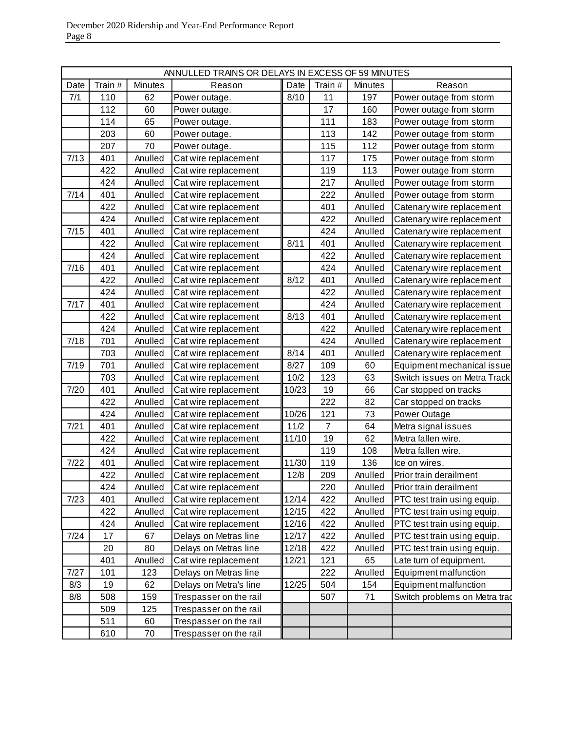| ANNULLED TRAINS OR DELAYS IN EXCESS OF 59 MINUTES | | | | | | | |
|---|---|---|---|---|---|---|---|
| Date | Train # | Minutes | Reason | Date | Train # | Minutes | Reason |
| 7/1 | 110 | 62 | Power outage. | 8/10 | 11 | 197 | Power outage from storm |
| | 112 | 60 | Power outage. | | 17 | 160 | Power outage from storm |
| | 114 | 65 | Power outage. | | 111 | 183 | Power outage from storm |
| | 203 | 60 | Power outage. | | 113 | 142 | Power outage from storm |
| | 207 | 70 | Power outage. | | 115 | 112 | Power outage from storm |
| 7/13 | 401 | Anulled | Cat wire replacement | | 117 | 175 | Power outage from storm |
| | 422 | Anulled | Cat wire replacement | | 119 | 113 | Power outage from storm |
| | 424 | Anulled | Cat wire replacement | | 217 | Anulled | Power outage from storm |
| 7/14 | 401 | Anulled | Cat wire replacement | | 222 | Anulled | Power outage from storm |
| | 422 | Anulled | Cat wire replacement | | 401 | Anulled | Catenary wire replacement |
| | 424 | Anulled | Cat wire replacement | | 422 | Anulled | Catenary wire replacement |
| 7/15 | 401 | Anulled | Cat wire replacement | | 424 | Anulled | Catenary wire replacement |
| | 422 | Anulled | Cat wire replacement | 8/11 | 401 | Anulled | Catenary wire replacement |
| | 424 | Anulled | Cat wire replacement | | 422 | Anulled | Catenary wire replacement |
| 7/16 | 401 | Anulled | Cat wire replacement | | 424 | Anulled | Catenary wire replacement |
| | 422 | Anulled | Cat wire replacement | 8/12 | 401 | Anulled | Catenary wire replacement |
| | 424 | Anulled | Cat wire replacement | | 422 | Anulled | Catenary wire replacement |
| 7/17 | 401 | Anulled | Cat wire replacement | | 424 | Anulled | Catenary wire replacement |
| | 422 | Anulled | Cat wire replacement | 8/13 | 401 | Anulled | Catenary wire replacement |
| | 424 | Anulled | Cat wire replacement | | 422 | Anulled | Catenary wire replacement |
| 7/18 | 701 | Anulled | Cat wire replacement | | 424 | Anulled | Catenary wire replacement |
| | 703 | Anulled | Cat wire replacement | 8/14 | 401 | Anulled | Catenary wire replacement |
| 7/19 | 701 | Anulled | Cat wire replacement | 8/27 | 109 | 60 | Equipment mechanical issue |
| | 703 | Anulled | Cat wire replacement | 10/2 | 123 | 63 | Switch issues on Metra Track |
| 7/20 | 401 | Anulled | Cat wire replacement | 10/23 | 19 | 66 | Car stopped on tracks |
| | 422 | Anulled | Cat wire replacement | | 222 | 82 | Car stopped on tracks |
| | 424 | Anulled | Cat wire replacement | 10/26 | 121 | 73 | Power Outage |
| 7/21 | 401 | Anulled | Cat wire replacement | 11/2 | 7 | 64 | Metra signal issues |
| | 422 | Anulled | Cat wire replacement | 11/10 | 19 | 62 | Metra fallen wire. |
| | 424 | Anulled | Cat wire replacement | | 119 | 108 | Metra fallen wire. |
| 7/22 | 401 | Anulled | Cat wire replacement | 11/30 | 119 | 136 | Ice on wires. |
| | 422 | Anulled | Cat wire replacement | 12/8 | 209 | Anulled | Prior train derailment |
| | 424 | Anulled | Cat wire replacement | | 220 | Anulled | Prior train derailment |
| 7/23 | 401 | Anulled | Cat wire replacement | 12/14 | 422 | Anulled | PTC test train using equip. |
| | 422 | Anulled | Cat wire replacement | 12/15 | 422 | Anulled | PTC test train using equip. |
| | 424 | Anulled | Cat wire replacement | 12/16 | 422 | Anulled | PTC test train using equip. |
| 7/24 | 17 | 67 | Delays on Metras line | 12/17 | 422 | Anulled | PTC test train using equip. |
| | 20 | 80 | Delays on Metras line | 12/18 | 422 | Anulled | PTC test train using equip. |
| | 401 | Anulled | Cat wire replacement | 12/21 | 121 | 65 | Late turn of equipment. |
| 7/27 | 101 | 123 | Delays on Metras line | | 222 | Anulled | Equipment malfunction |
| 8/3 | 19 | 62 | Delays on Metra's line | 12/25 | 504 | 154 | Equipment malfunction |
| 8/8 | 508 | 159 | Trespasser on the rail | | 507 | 71 | Switch problems on Metra trac |
| | 509 | 125 | Trespasser on the rail | | | | |
| | 511 | 60 | Trespasser on the rail | | | | |
| | 610 | 70 | Trespasser on the rail | | | | |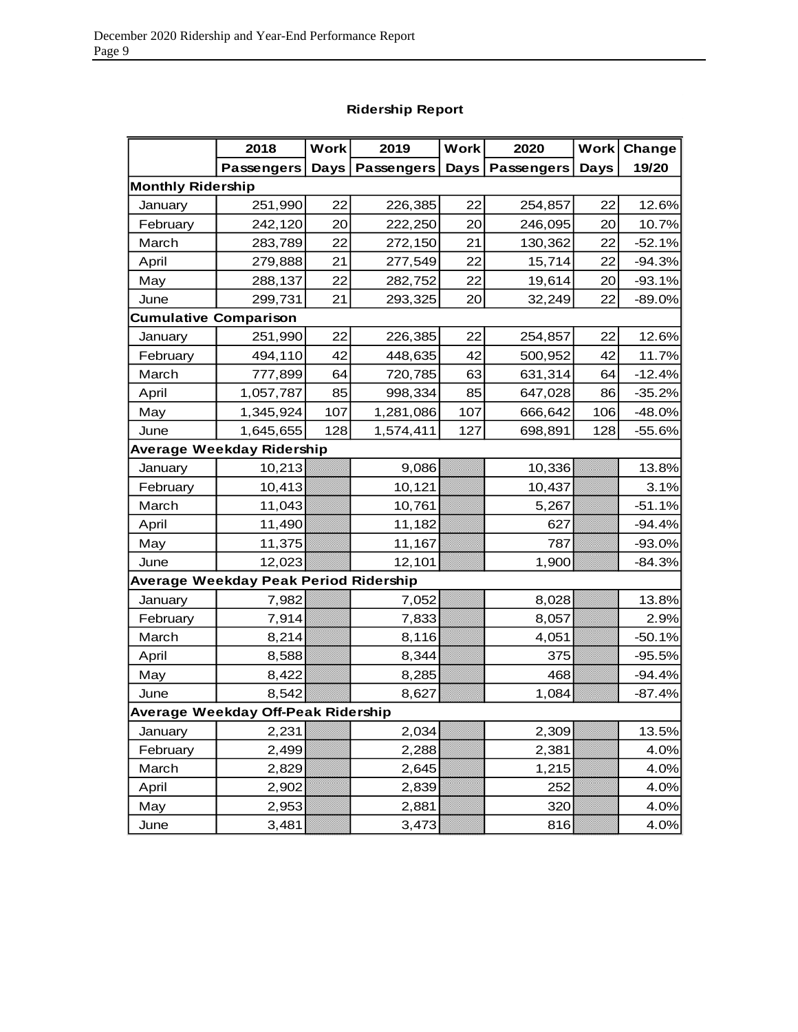## Ridership Report

| | 2018 Passengers | Work Days | 2019 Passengers | Work Days | 2020 Passengers | Work Days | Change 19/20 |
|---|---|---|---|---|---|---|---|
| **Monthly Ridership** | | | | | | | |
| January | 251,990 | 22 | 226,385 | 22 | 254,857 | 22 | 12.6% |
| February | 242,120 | 20 | 222,250 | 20 | 246,095 | 20 | 10.7% |
| March | 283,789 | 22 | 272,150 | 21 | 130,362 | 22 | -52.1% |
| April | 279,888 | 21 | 277,549 | 22 | 15,714 | 22 | -94.3% |
| May | 288,137 | 22 | 282,752 | 22 | 19,614 | 20 | -93.1% |
| June | 299,731 | 21 | 293,325 | 20 | 32,249 | 22 | -89.0% |
| **Cumulative Comparison** | | | | | | | |
| January | 251,990 | 22 | 226,385 | 22 | 254,857 | 22 | 12.6% |
| February | 494,110 | 42 | 448,635 | 42 | 500,952 | 42 | 11.7% |
| March | 777,899 | 64 | 720,785 | 63 | 631,314 | 64 | -12.4% |
| April | 1,057,787 | 85 | 998,334 | 85 | 647,028 | 86 | -35.2% |
| May | 1,345,924 | 107 | 1,281,086 | 107 | 666,642 | 106 | -48.0% |
| June | 1,645,655 | 128 | 1,574,411 | 127 | 698,891 | 128 | -55.6% |
| **Average Weekday Ridership** | | | | | | | |
| January | 10,213 | | 9,086 | | 10,336 | | 13.8% |
| February | 10,413 | | 10,121 | | 10,437 | | 3.1% |
| March | 11,043 | | 10,761 | | 5,267 | | -51.1% |
| April | 11,490 | | 11,182 | | 627 | | -94.4% |
| May | 11,375 | | 11,167 | | 787 | | -93.0% |
| June | 12,023 | | 12,101 | | 1,900 | | -84.3% |
| **Average Weekday Peak Period Ridership** | | | | | | | |
| January | 7,982 | | 7,052 | | 8,028 | | 13.8% |
| February | 7,914 | | 7,833 | | 8,057 | | 2.9% |
| March | 8,214 | | 8,116 | | 4,051 | | -50.1% |
| April | 8,588 | | 8,344 | | 375 | | -95.5% |
| May | 8,422 | | 8,285 | | 468 | | -94.4% |
| June | 8,542 | | 8,627 | | 1,084 | | -87.4% |
| **Average Weekday Off-Peak Ridership** | | | | | | | |
| January | 2,231 | | 2,034 | | 2,309 | | 13.5% |
| February | 2,499 | | 2,288 | | 2,381 | | 4.0% |
| March | 2,829 | | 2,645 | | 1,215 | | 4.0% |
| April | 2,902 | | 2,839 | | 252 | | 4.0% |
| May | 2,953 | | 2,881 | | 320 | | 4.0% |
| June | 3,481 | | 3,473 | | 816 | | 4.0% |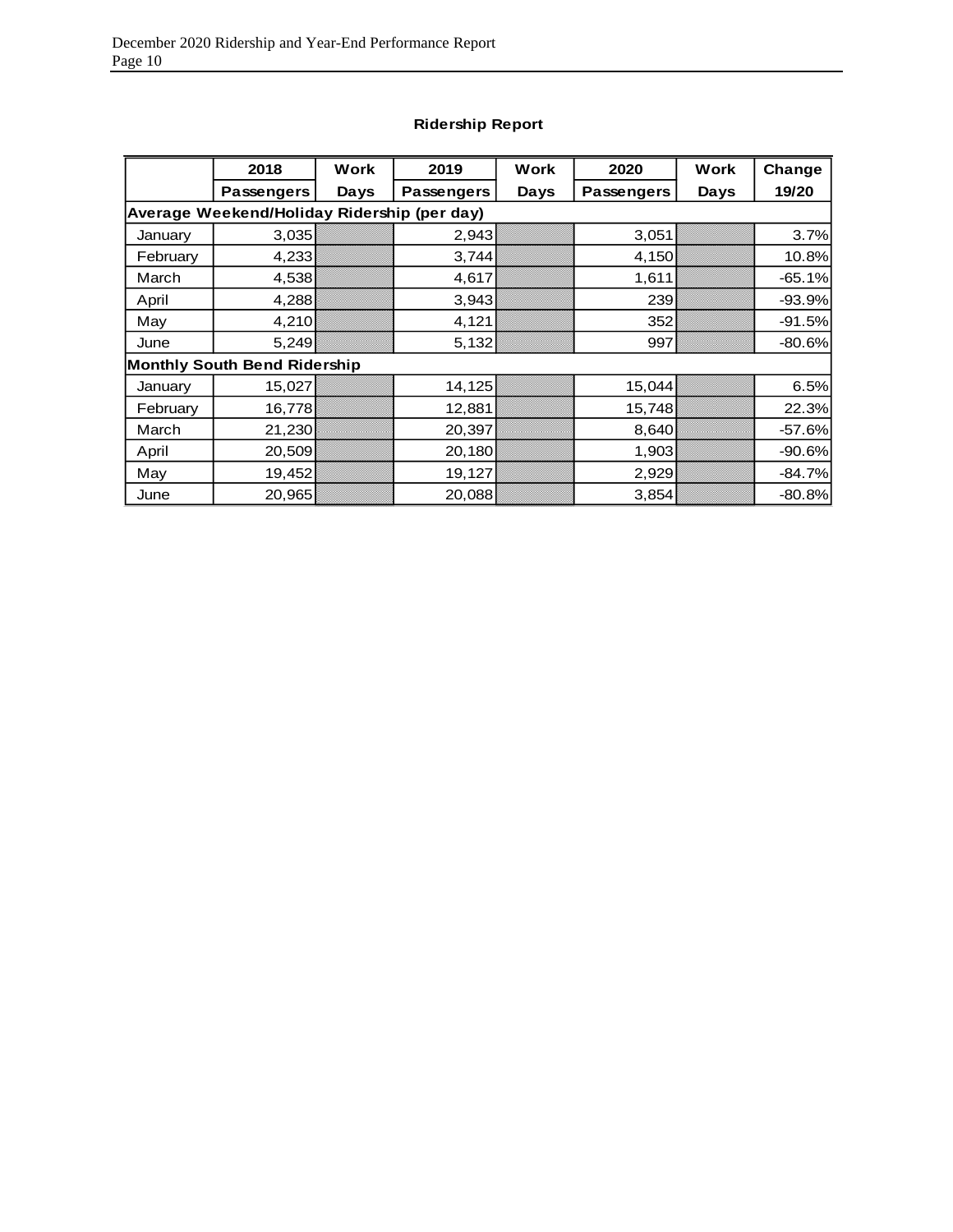**Ridership Report**

| | 2018 Passengers | Work Days | 2019 Passengers | Work Days | 2020 Passengers | Work Days | Change 19/20 |
|---|---|---|---|---|---|---|---|
| **Average Weekend/Holiday Ridership (per day)** | | | | | | | |
| January | 3,035 | | 2,943 | | 3,051 | | 3.7% |
| February | 4,233 | | 3,744 | | 4,150 | | 10.8% |
| March | 4,538 | | 4,617 | | 1,611 | | -65.1% |
| April | 4,288 | | 3,943 | | 239 | | -93.9% |
| May | 4,210 | | 4,121 | | 352 | | -91.5% |
| June | 5,249 | | 5,132 | | 997 | | -80.6% |
| **Monthly South Bend Ridership** | | | | | | | |
| January | 15,027 | | 14,125 | | 15,044 | | 6.5% |
| February | 16,778 | | 12,881 | | 15,748 | | 22.3% |
| March | 21,230 | | 20,397 | | 8,640 | | -57.6% |
| April | 20,509 | | 20,180 | | 1,903 | | -90.6% |
| May | 19,452 | | 19,127 | | 2,929 | | -84.7% |
| June | 20,965 | | 20,088 | | 3,854 | | -80.8% |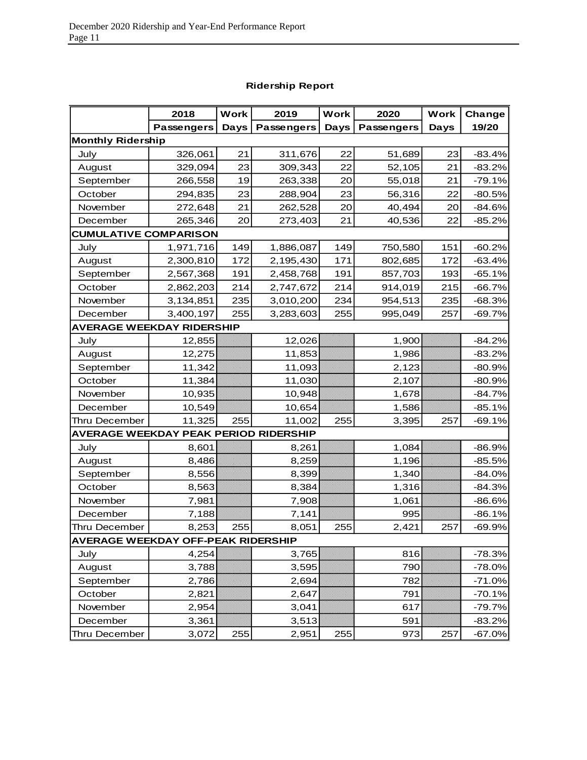## Ridership Report

| | 2018 Passengers | Work Days | 2019 Passengers | Work Days | 2020 Passengers | Work Days | Change 19/20 |
|---|---|---|---|---|---|---|---|
| **Monthly Ridership** | | | | | | | |
| July | 326,061 | 21 | 311,676 | 22 | 51,689 | 23 | -83.4% |
| August | 329,094 | 23 | 309,343 | 22 | 52,105 | 21 | -83.2% |
| September | 266,558 | 19 | 263,338 | 20 | 55,018 | 21 | -79.1% |
| October | 294,835 | 23 | 288,904 | 23 | 56,316 | 22 | -80.5% |
| November | 272,648 | 21 | 262,528 | 20 | 40,494 | 20 | -84.6% |
| December | 265,346 | 20 | 273,403 | 21 | 40,536 | 22 | -85.2% |
| **CUMULATIVE COMPARISON** | | | | | | | |
| July | 1,971,716 | 149 | 1,886,087 | 149 | 750,580 | 151 | -60.2% |
| August | 2,300,810 | 172 | 2,195,430 | 171 | 802,685 | 172 | -63.4% |
| September | 2,567,368 | 191 | 2,458,768 | 191 | 857,703 | 193 | -65.1% |
| October | 2,862,203 | 214 | 2,747,672 | 214 | 914,019 | 215 | -66.7% |
| November | 3,134,851 | 235 | 3,010,200 | 234 | 954,513 | 235 | -68.3% |
| December | 3,400,197 | 255 | 3,283,603 | 255 | 995,049 | 257 | -69.7% |
| **AVERAGE WEEKDAY RIDERSHIP** | | | | | | | |
| July | 12,855 | | 12,026 | | 1,900 | | -84.2% |
| August | 12,275 | | 11,853 | | 1,986 | | -83.2% |
| September | 11,342 | | 11,093 | | 2,123 | | -80.9% |
| October | 11,384 | | 11,030 | | 2,107 | | -80.9% |
| November | 10,935 | | 10,948 | | 1,678 | | -84.7% |
| December | 10,549 | | 10,654 | | 1,586 | | -85.1% |
| Thru December | 11,325 | 255 | 11,002 | 255 | 3,395 | 257 | -69.1% |
| **AVERAGE WEEKDAY PEAK PERIOD RIDERSHIP** | | | | | | | |
| July | 8,601 | | 8,261 | | 1,084 | | -86.9% |
| August | 8,486 | | 8,259 | | 1,196 | | -85.5% |
| September | 8,556 | | 8,399 | | 1,340 | | -84.0% |
| October | 8,563 | | 8,384 | | 1,316 | | -84.3% |
| November | 7,981 | | 7,908 | | 1,061 | | -86.6% |
| December | 7,188 | | 7,141 | | 995 | | -86.1% |
| Thru December | 8,253 | 255 | 8,051 | 255 | 2,421 | 257 | -69.9% |
| **AVERAGE WEEKDAY OFF-PEAK RIDERSHIP** | | | | | | | |
| July | 4,254 | | 3,765 | | 816 | | -78.3% |
| August | 3,788 | | 3,595 | | 790 | | -78.0% |
| September | 2,786 | | 2,694 | | 782 | | -71.0% |
| October | 2,821 | | 2,647 | | 791 | | -70.1% |
| November | 2,954 | | 3,041 | | 617 | | -79.7% |
| December | 3,361 | | 3,513 | | 591 | | -83.2% |
| Thru December | 3,072 | 255 | 2,951 | 255 | 973 | 257 | -67.0% |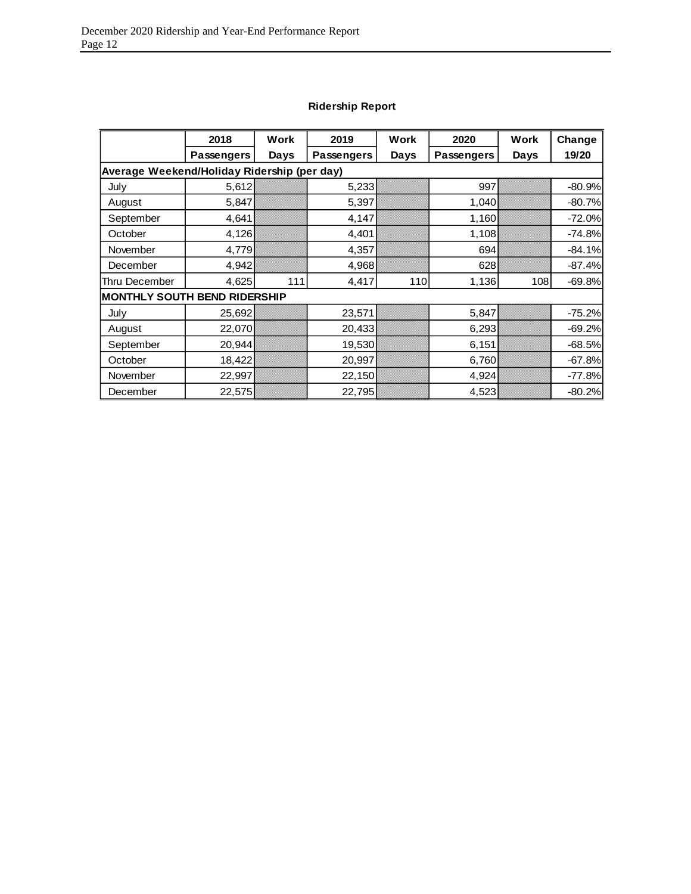**Ridership Report**

| | 2018 Passengers | Work Days | 2019 Passengers | Work Days | 2020 Passengers | Work Days | Change 19/20 |
|---|---|---|---|---|---|---|---|
| **Average Weekend/Holiday Ridership (per day)** | | | | | | | |
| July | 5,612 | | 5,233 | | 997 | | -80.9% |
| August | 5,847 | | 5,397 | | 1,040 | | -80.7% |
| September | 4,641 | | 4,147 | | 1,160 | | -72.0% |
| October | 4,126 | | 4,401 | | 1,108 | | -74.8% |
| November | 4,779 | | 4,357 | | 694 | | -84.1% |
| December | 4,942 | | 4,968 | | 628 | | -87.4% |
| Thru December | 4,625 | 111 | 4,417 | 110 | 1,136 | 108 | -69.8% |
| **MONTHLY SOUTH BEND RIDERSHIP** | | | | | | | |
| July | 25,692 | | 23,571 | | 5,847 | | -75.2% |
| August | 22,070 | | 20,433 | | 6,293 | | -69.2% |
| September | 20,944 | | 19,530 | | 6,151 | | -68.5% |
| October | 18,422 | | 20,997 | | 6,760 | | -67.8% |
| November | 22,997 | | 22,150 | | 4,924 | | -77.8% |
| December | 22,575 | | 22,795 | | 4,523 | | -80.2% |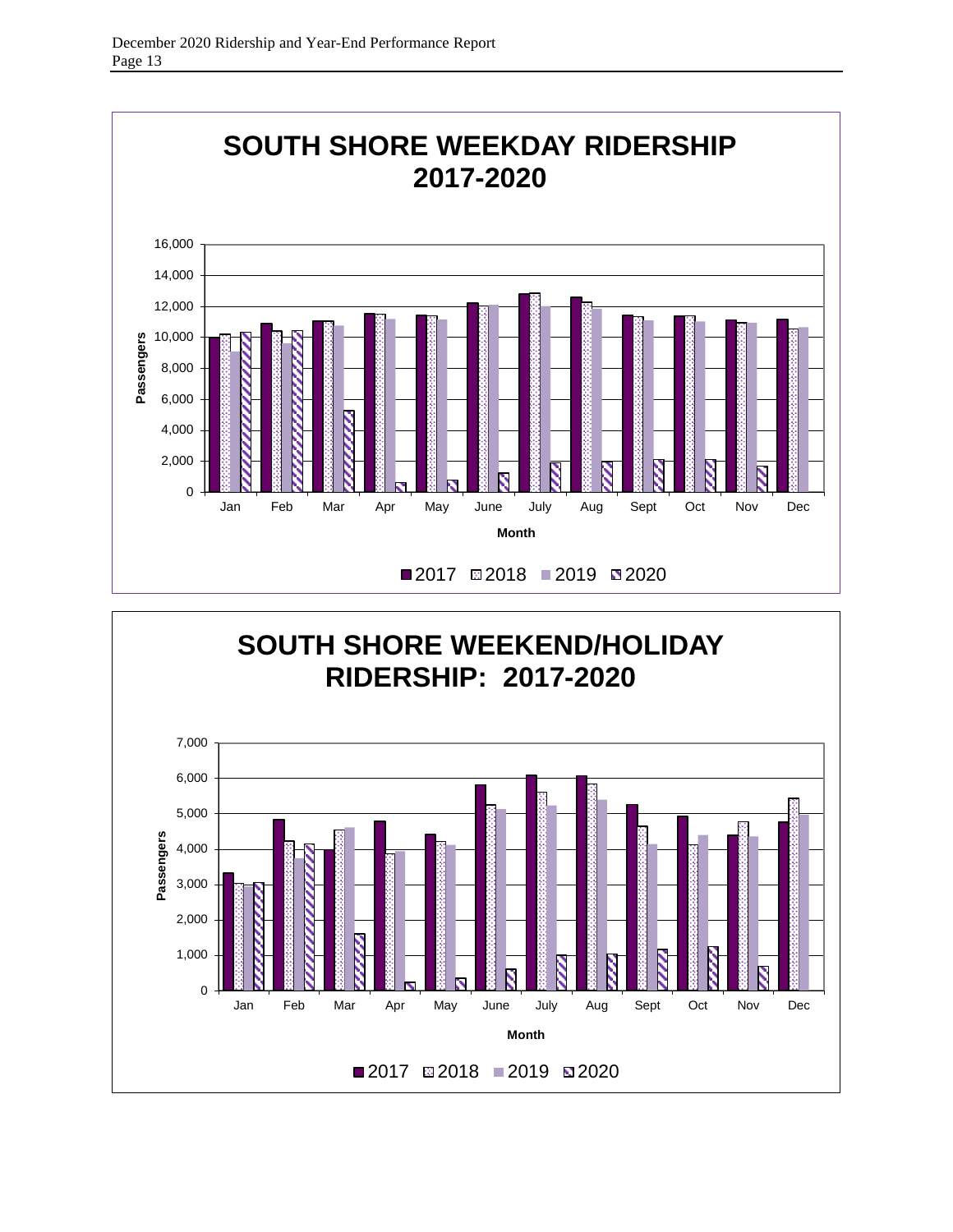## SOUTH SHORE WEEKDAY RIDERSHIP 2017-2020

Passengers (0 – 16,000) by Month (Jan – Dec)

■2017 ■2018 ■2019 ■2020

## SOUTH SHORE WEEKEND/HOLIDAY RIDERSHIP: 2017-2020

Passengers (0 – 7,000) by Month (Jan – Dec)

■2017 ■2018 ■2019 ■2020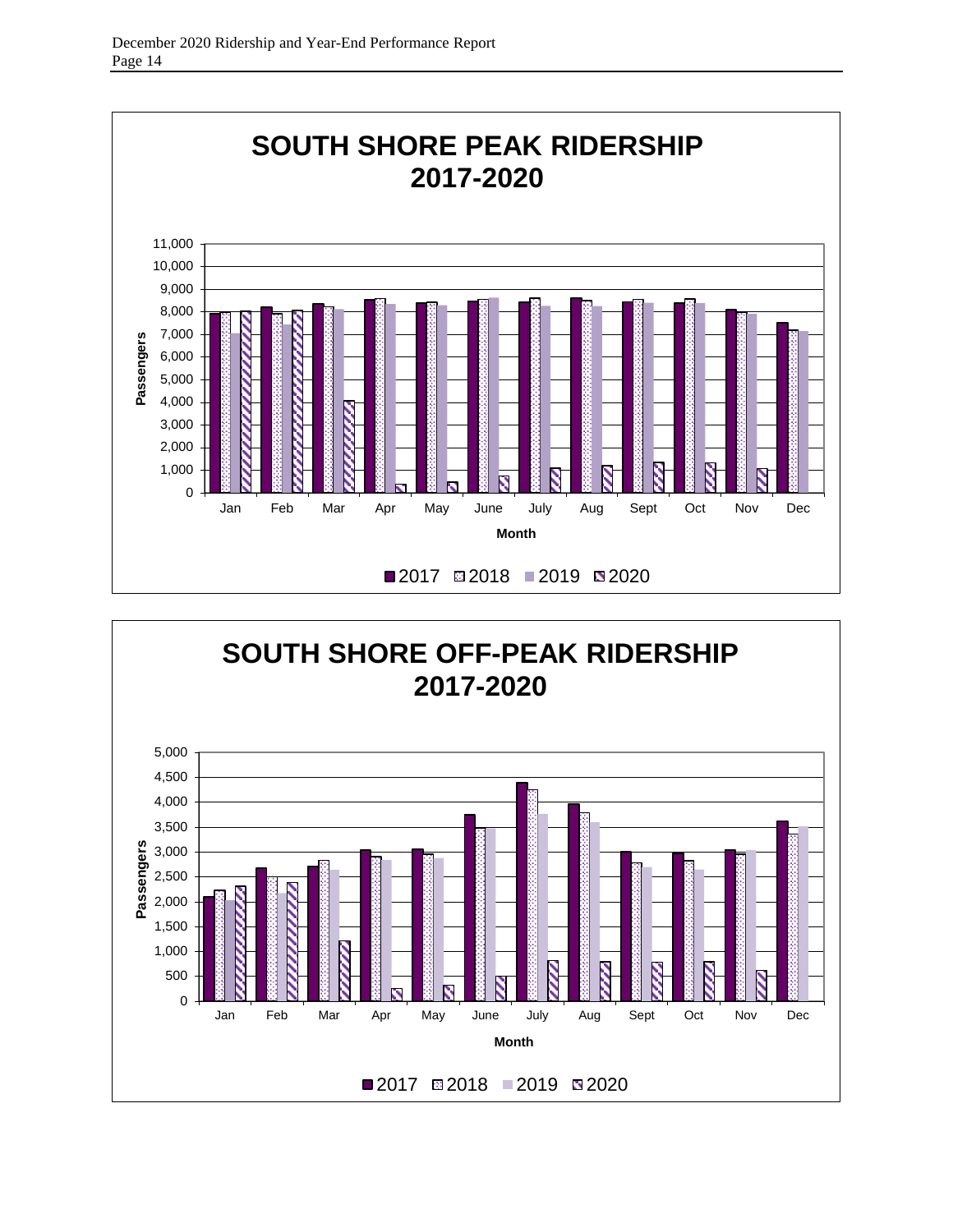## SOUTH SHORE PEAK RIDERSHIP 2017-2020

Passengers

11,000
10,000
9,000
8,000
7,000
6,000
5,000
4,000
3,000
2,000
1,000
0

Jan Feb Mar Apr May June July Aug Sept Oct Nov Dec

Month

2017 2018 2019 2020

## SOUTH SHORE OFF-PEAK RIDERSHIP 2017-2020

Passengers

5,000
4,500
4,000
3,500
3,000
2,500
2,000
1,500
1,000
500
0

Jan Feb Mar Apr May June July Aug Sept Oct Nov Dec

Month

2017 2018 2019 2020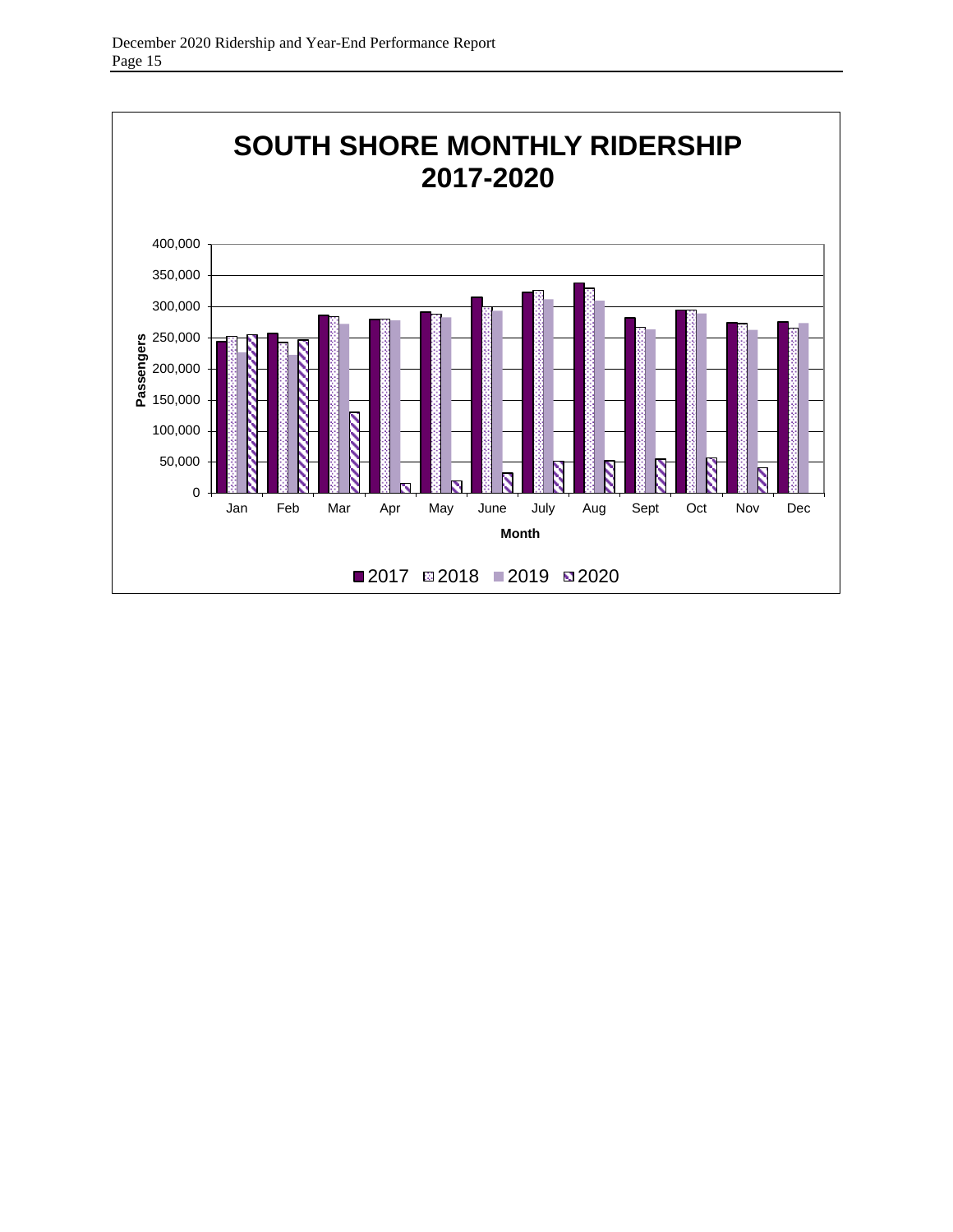# SOUTH SHORE MONTHLY RIDERSHIP 2017-2020

Passengers (y-axis: 0 – 400,000); Month (x-axis: Jan, Feb, Mar, Apr, May, June, July, Aug, Sept, Oct, Nov, Dec)

Legend: 2017, 2018, 2019, 2020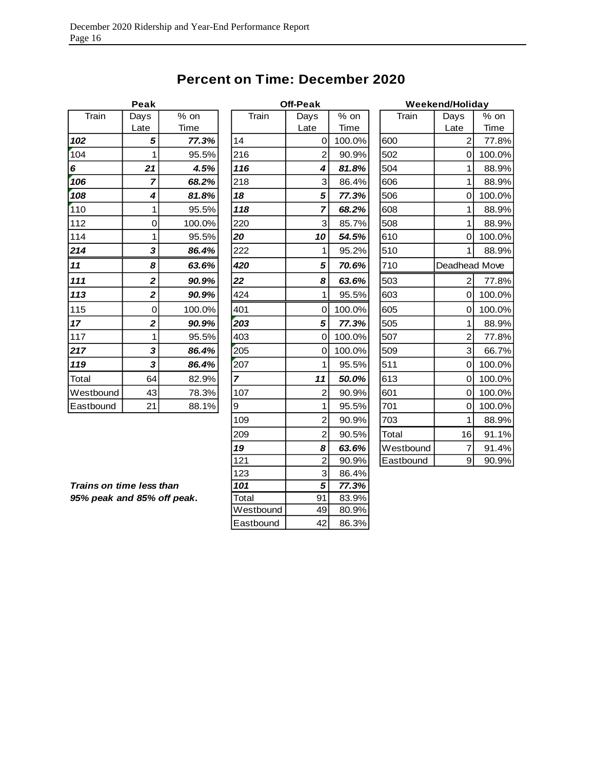# Percent on Time: December 2020

**Peak**

| Train | Days Late | % on Time |
|---|---|---|
| ***102*** | ***5*** | ***77.3%*** |
| 104 | 1 | 95.5% |
| ***6*** | ***21*** | ***4.5%*** |
| ***106*** | ***7*** | ***68.2%*** |
| ***108*** | ***4*** | ***81.8%*** |
| 110 | 1 | 95.5% |
| 112 | 0 | 100.0% |
| 114 | 1 | 95.5% |
| ***214*** | ***3*** | ***86.4%*** |
| ***11*** | ***8*** | ***63.6%*** |
| ***111*** | ***2*** | ***90.9%*** |
| ***113*** | ***2*** | ***90.9%*** |
| 115 | 0 | 100.0% |
| ***17*** | ***2*** | ***90.9%*** |
| 117 | 1 | 95.5% |
| ***217*** | ***3*** | ***86.4%*** |
| ***119*** | ***3*** | ***86.4%*** |
| Total | 64 | 82.9% |
| Westbound | 43 | 78.3% |
| Eastbound | 21 | 88.1% |

**Off-Peak**

| Train | Days Late | % on Time |
|---|---|---|
| 14 | 0 | 100.0% |
| 216 | 2 | 90.9% |
| ***116*** | ***4*** | ***81.8%*** |
| 218 | 3 | 86.4% |
| ***18*** | ***5*** | ***77.3%*** |
| ***118*** | ***7*** | ***68.2%*** |
| 220 | 3 | 85.7% |
| ***20*** | ***10*** | ***54.5%*** |
| 222 | 1 | 95.2% |
| ***420*** | ***5*** | ***70.6%*** |
| ***22*** | ***8*** | ***63.6%*** |
| 424 | 1 | 95.5% |
| 401 | 0 | 100.0% |
| ***203*** | ***5*** | ***77.3%*** |
| 403 | 0 | 100.0% |
| 205 | 0 | 100.0% |
| 207 | 1 | 95.5% |
| ***7*** | ***11*** | ***50.0%*** |
| 107 | 2 | 90.9% |
| 9 | 1 | 95.5% |
| 109 | 2 | 90.9% |
| 209 | 2 | 90.5% |
| ***19*** | ***8*** | ***63.6%*** |
| 121 | 2 | 90.9% |
| 123 | 3 | 86.4% |
| ***101*** | ***5*** | ***77.3%*** |
| Total | 91 | 83.9% |
| Westbound | 49 | 80.9% |
| Eastbound | 42 | 86.3% |

**Weekend/Holiday**

| Train | Days Late | % on Time |
|---|---|---|
| 600 | 2 | 77.8% |
| 502 | 0 | 100.0% |
| 504 | 1 | 88.9% |
| 606 | 1 | 88.9% |
| 506 | 0 | 100.0% |
| 608 | 1 | 88.9% |
| 508 | 1 | 88.9% |
| 610 | 0 | 100.0% |
| 510 | 1 | 88.9% |
| 710 | Deadhead Move | |
| 503 | 2 | 77.8% |
| 603 | 0 | 100.0% |
| 605 | 0 | 100.0% |
| 505 | 1 | 88.9% |
| 507 | 2 | 77.8% |
| 509 | 3 | 66.7% |
| 511 | 0 | 100.0% |
| 613 | 0 | 100.0% |
| 601 | 0 | 100.0% |
| 701 | 0 | 100.0% |
| 703 | 1 | 88.9% |
| Total | 16 | 91.1% |
| Westbound | 7 | 91.4% |
| Eastbound | 9 | 90.9% |

***Trains on time less than 95% peak and 85% off peak.***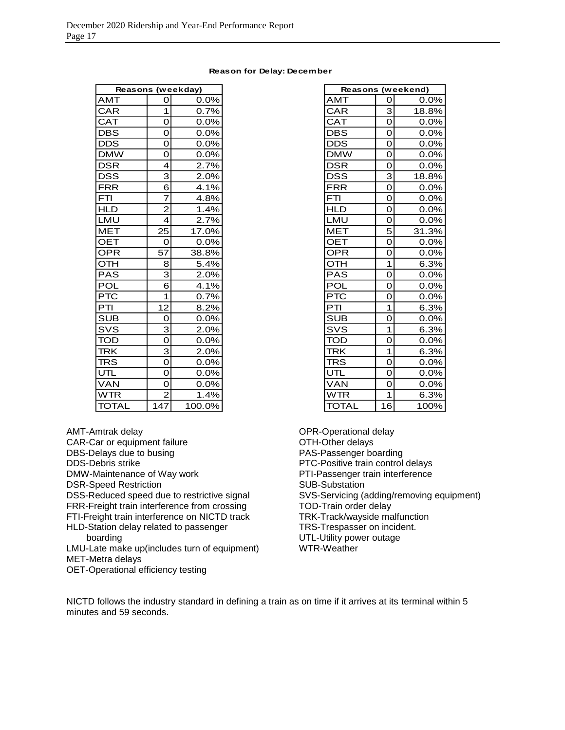**Reason for Delay: December**

| Reasons (weekday) | | |
|---|---|---|
| AMT | 0 | 0.0% |
| CAR | 1 | 0.7% |
| CAT | 0 | 0.0% |
| DBS | 0 | 0.0% |
| DDS | 0 | 0.0% |
| DMW | 0 | 0.0% |
| DSR | 4 | 2.7% |
| DSS | 3 | 2.0% |
| FRR | 6 | 4.1% |
| FTI | 7 | 4.8% |
| HLD | 2 | 1.4% |
| LMU | 4 | 2.7% |
| MET | 25 | 17.0% |
| OET | 0 | 0.0% |
| OPR | 57 | 38.8% |
| OTH | 8 | 5.4% |
| PAS | 3 | 2.0% |
| POL | 6 | 4.1% |
| PTC | 1 | 0.7% |
| PTI | 12 | 8.2% |
| SUB | 0 | 0.0% |
| SVS | 3 | 2.0% |
| TOD | 0 | 0.0% |
| TRK | 3 | 2.0% |
| TRS | 0 | 0.0% |
| UTL | 0 | 0.0% |
| VAN | 0 | 0.0% |
| WTR | 2 | 1.4% |
| TOTAL | 147 | 100.0% |

| Reasons (weekend) | | |
|---|---|---|
| AMT | 0 | 0.0% |
| CAR | 3 | 18.8% |
| CAT | 0 | 0.0% |
| DBS | 0 | 0.0% |
| DDS | 0 | 0.0% |
| DMW | 0 | 0.0% |
| DSR | 0 | 0.0% |
| DSS | 3 | 18.8% |
| FRR | 0 | 0.0% |
| FTI | 0 | 0.0% |
| HLD | 0 | 0.0% |
| LMU | 0 | 0.0% |
| MET | 5 | 31.3% |
| OET | 0 | 0.0% |
| OPR | 0 | 0.0% |
| OTH | 1 | 6.3% |
| PAS | 0 | 0.0% |
| POL | 0 | 0.0% |
| PTC | 0 | 0.0% |
| PTI | 1 | 6.3% |
| SUB | 0 | 0.0% |
| SVS | 1 | 6.3% |
| TOD | 0 | 0.0% |
| TRK | 1 | 6.3% |
| TRS | 0 | 0.0% |
| UTL | 0 | 0.0% |
| VAN | 0 | 0.0% |
| WTR | 1 | 6.3% |
| TOTAL | 16 | 100% |

AMT-Amtrak delay
CAR-Car or equipment failure
DBS-Delays due to busing
DDS-Debris strike
DMW-Maintenance of Way work
DSR-Speed Restriction
DSS-Reduced speed due to restrictive signal
FRR-Freight train interference from crossing
FTI-Freight train interference on NICTD track
HLD-Station delay related to passenger boarding
LMU-Late make up(includes turn of equipment)
MET-Metra delays
OET-Operational efficiency testing
OPR-Operational delay
OTH-Other delays
PAS-Passenger boarding
PTC-Positive train control delays
PTI-Passenger train interference
SUB-Substation
SVS-Servicing (adding/removing equipment)
TOD-Train order delay
TRK-Track/wayside malfunction
TRS-Trespasser on incident.
UTL-Utility power outage
WTR-Weather

NICTD follows the industry standard in defining a train as on time if it arrives at its terminal within 5 minutes and 59 seconds.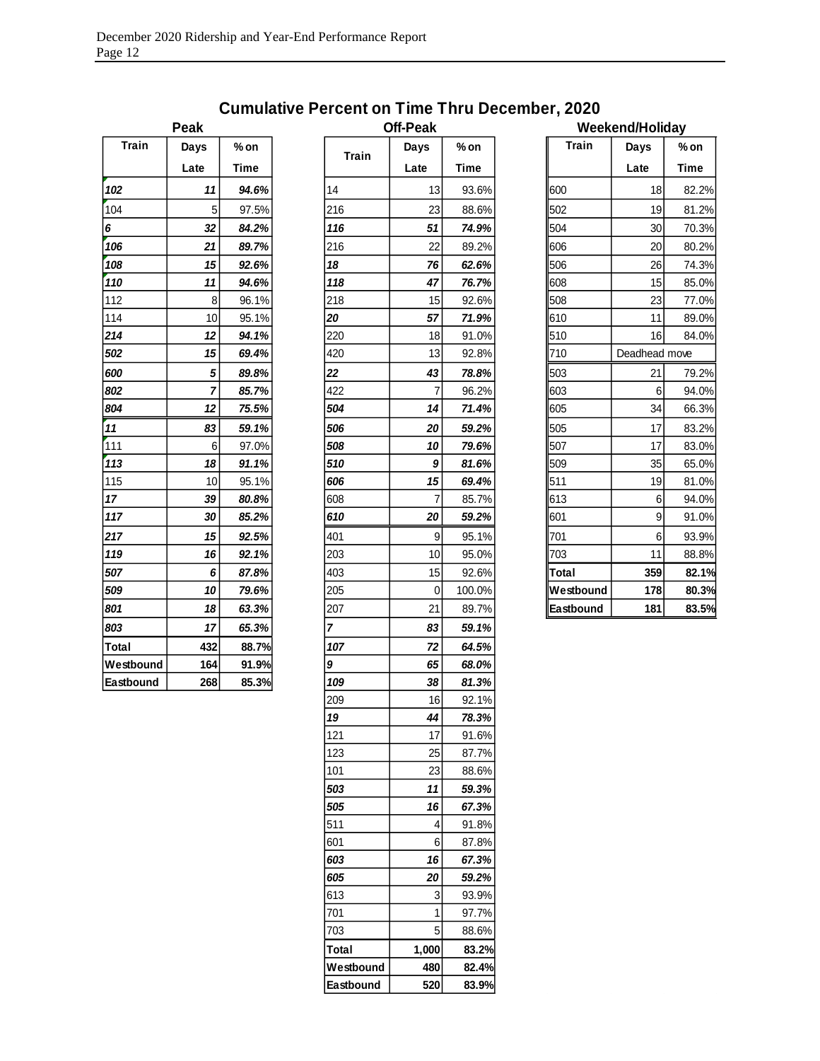## Cumulative Percent on Time Thru December, 2020

### Peak

| Train | Days Late | % on Time |
|---|---|---|
| ***102*** | ***11*** | ***94.6%*** |
| 104 | 5 | 97.5% |
| ***6*** | ***32*** | ***84.2%*** |
| ***106*** | ***21*** | ***89.7%*** |
| ***108*** | ***15*** | ***92.6%*** |
| ***110*** | ***11*** | ***94.6%*** |
| 112 | 8 | 96.1% |
| 114 | 10 | 95.1% |
| ***214*** | ***12*** | ***94.1%*** |
| ***502*** | ***15*** | ***69.4%*** |
| ***600*** | ***5*** | ***89.8%*** |
| ***802*** | ***7*** | ***85.7%*** |
| ***804*** | ***12*** | ***75.5%*** |
| ***11*** | ***83*** | ***59.1%*** |
| 111 | 6 | 97.0% |
| ***113*** | ***18*** | ***91.1%*** |
| 115 | 10 | 95.1% |
| ***17*** | ***39*** | ***80.8%*** |
| ***117*** | ***30*** | ***85.2%*** |
| ***217*** | ***15*** | ***92.5%*** |
| ***119*** | ***16*** | ***92.1%*** |
| ***507*** | ***6*** | ***87.8%*** |
| ***509*** | ***10*** | ***79.6%*** |
| ***801*** | ***18*** | ***63.3%*** |
| ***803*** | ***17*** | ***65.3%*** |
| **Total** | **432** | **88.7%** |
| **Westbound** | **164** | **91.9%** |
| **Eastbound** | **268** | **85.3%** |

### Off-Peak

| Train | Days Late | % on Time |
|---|---|---|
| 14 | 13 | 93.6% |
| 216 | 23 | 88.6% |
| ***116*** | ***51*** | ***74.9%*** |
| 216 | 22 | 89.2% |
| ***18*** | ***76*** | ***62.6%*** |
| ***118*** | ***47*** | ***76.7%*** |
| 218 | 15 | 92.6% |
| ***20*** | ***57*** | ***71.9%*** |
| 220 | 18 | 91.0% |
| 420 | 13 | 92.8% |
| ***22*** | ***43*** | ***78.8%*** |
| 422 | 7 | 96.2% |
| ***504*** | ***14*** | ***71.4%*** |
| ***506*** | ***20*** | ***59.2%*** |
| ***508*** | ***10*** | ***79.6%*** |
| ***510*** | ***9*** | ***81.6%*** |
| ***606*** | ***15*** | ***69.4%*** |
| 608 | 7 | 85.7% |
| ***610*** | ***20*** | ***59.2%*** |
| 401 | 9 | 95.1% |
| 203 | 10 | 95.0% |
| 403 | 15 | 92.6% |
| 205 | 0 | 100.0% |
| 207 | 21 | 89.7% |
| ***7*** | ***83*** | ***59.1%*** |
| ***107*** | ***72*** | ***64.5%*** |
| ***9*** | ***65*** | ***68.0%*** |
| ***109*** | ***38*** | ***81.3%*** |
| 209 | 16 | 92.1% |
| ***19*** | ***44*** | ***78.3%*** |
| 121 | 17 | 91.6% |
| 123 | 25 | 87.7% |
| 101 | 23 | 88.6% |
| ***503*** | ***11*** | ***59.3%*** |
| ***505*** | ***16*** | ***67.3%*** |
| 511 | 4 | 91.8% |
| 601 | 6 | 87.8% |
| ***603*** | ***16*** | ***67.3%*** |
| ***605*** | ***20*** | ***59.2%*** |
| 613 | 3 | 93.9% |
| 701 | 1 | 97.7% |
| 703 | 5 | 88.6% |
| **Total** | **1,000** | **83.2%** |
| **Westbound** | **480** | **82.4%** |
| **Eastbound** | **520** | **83.9%** |

### Weekend/Holiday

| Train | Days Late | % on Time |
|---|---|---|
| 600 | 18 | 82.2% |
| 502 | 19 | 81.2% |
| 504 | 30 | 70.3% |
| 606 | 20 | 80.2% |
| 506 | 26 | 74.3% |
| 608 | 15 | 85.0% |
| 508 | 23 | 77.0% |
| 610 | 11 | 89.0% |
| 510 | 16 | 84.0% |
| 710 | Deadhead move | |
| 503 | 21 | 79.2% |
| 603 | 6 | 94.0% |
| 605 | 34 | 66.3% |
| 505 | 17 | 83.2% |
| 507 | 17 | 83.0% |
| 509 | 35 | 65.0% |
| 511 | 19 | 81.0% |
| 613 | 6 | 94.0% |
| 601 | 9 | 91.0% |
| 701 | 6 | 93.9% |
| 703 | 11 | 88.8% |
| **Total** | **359** | **82.1%** |
| **Westbound** | **178** | **80.3%** |
| **Eastbound** | **181** | **83.5%** |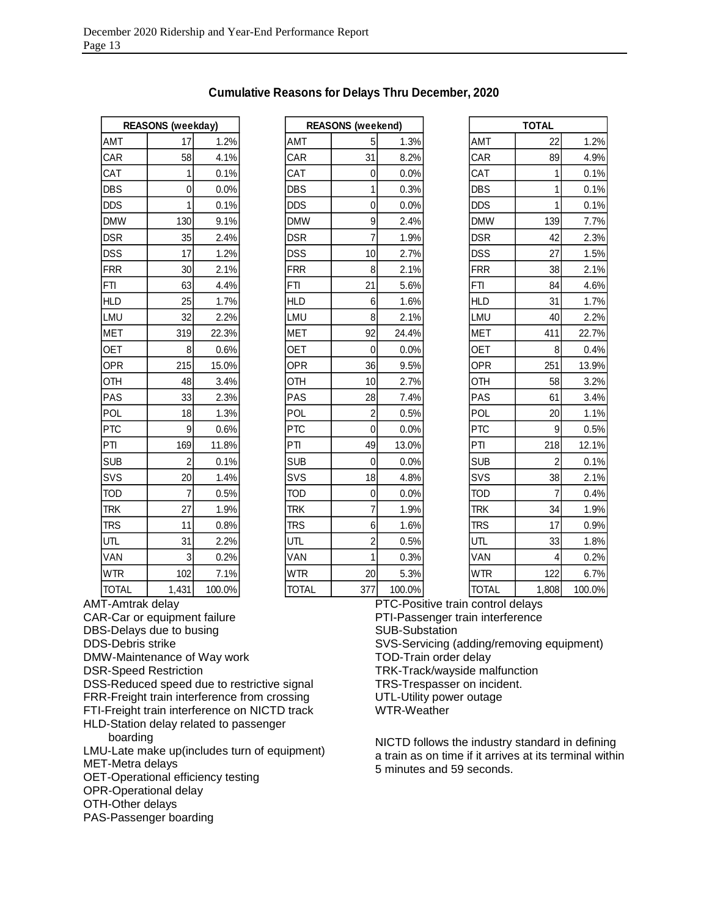## Cumulative Reasons for Delays Thru December, 2020

| REASONS (weekday) | | |
|---|---|---|
| AMT | 17 | 1.2% |
| CAR | 58 | 4.1% |
| CAT | 1 | 0.1% |
| DBS | 0 | 0.0% |
| DDS | 1 | 0.1% |
| DMW | 130 | 9.1% |
| DSR | 35 | 2.4% |
| DSS | 17 | 1.2% |
| FRR | 30 | 2.1% |
| FTI | 63 | 4.4% |
| HLD | 25 | 1.7% |
| LMU | 32 | 2.2% |
| MET | 319 | 22.3% |
| OET | 8 | 0.6% |
| OPR | 215 | 15.0% |
| OTH | 48 | 3.4% |
| PAS | 33 | 2.3% |
| POL | 18 | 1.3% |
| PTC | 9 | 0.6% |
| PTI | 169 | 11.8% |
| SUB | 2 | 0.1% |
| SVS | 20 | 1.4% |
| TOD | 7 | 0.5% |
| TRK | 27 | 1.9% |
| TRS | 11 | 0.8% |
| UTL | 31 | 2.2% |
| VAN | 3 | 0.2% |
| WTR | 102 | 7.1% |
| TOTAL | 1,431 | 100.0% |

| REASONS (weekend) | | |
|---|---|---|
| AMT | 5 | 1.3% |
| CAR | 31 | 8.2% |
| CAT | 0 | 0.0% |
| DBS | 1 | 0.3% |
| DDS | 0 | 0.0% |
| DMW | 9 | 2.4% |
| DSR | 7 | 1.9% |
| DSS | 10 | 2.7% |
| FRR | 8 | 2.1% |
| FTI | 21 | 5.6% |
| HLD | 6 | 1.6% |
| LMU | 8 | 2.1% |
| MET | 92 | 24.4% |
| OET | 0 | 0.0% |
| OPR | 36 | 9.5% |
| OTH | 10 | 2.7% |
| PAS | 28 | 7.4% |
| POL | 2 | 0.5% |
| PTC | 0 | 0.0% |
| PTI | 49 | 13.0% |
| SUB | 0 | 0.0% |
| SVS | 18 | 4.8% |
| TOD | 0 | 0.0% |
| TRK | 7 | 1.9% |
| TRS | 6 | 1.6% |
| UTL | 2 | 0.5% |
| VAN | 1 | 0.3% |
| WTR | 20 | 5.3% |
| TOTAL | 377 | 100.0% |

| TOTAL | | |
|---|---|---|
| AMT | 22 | 1.2% |
| CAR | 89 | 4.9% |
| CAT | 1 | 0.1% |
| DBS | 1 | 0.1% |
| DDS | 1 | 0.1% |
| DMW | 139 | 7.7% |
| DSR | 42 | 2.3% |
| DSS | 27 | 1.5% |
| FRR | 38 | 2.1% |
| FTI | 84 | 4.6% |
| HLD | 31 | 1.7% |
| LMU | 40 | 2.2% |
| MET | 411 | 22.7% |
| OET | 8 | 0.4% |
| OPR | 251 | 13.9% |
| OTH | 58 | 3.2% |
| PAS | 61 | 3.4% |
| POL | 20 | 1.1% |
| PTC | 9 | 0.5% |
| PTI | 218 | 12.1% |
| SUB | 2 | 0.1% |
| SVS | 38 | 2.1% |
| TOD | 7 | 0.4% |
| TRK | 34 | 1.9% |
| TRS | 17 | 0.9% |
| UTL | 33 | 1.8% |
| VAN | 4 | 0.2% |
| WTR | 122 | 6.7% |
| TOTAL | 1,808 | 100.0% |

AMT-Amtrak delay
CAR-Car or equipment failure
DBS-Delays due to busing
DDS-Debris strike
DMW-Maintenance of Way work
DSR-Speed Restriction
DSS-Reduced speed due to restrictive signal
FRR-Freight train interference from crossing
FTI-Freight train interference on NICTD track
HLD-Station delay related to passenger boarding
LMU-Late make up(includes turn of equipment)
MET-Metra delays
OET-Operational efficiency testing
OPR-Operational delay
OTH-Other delays
PAS-Passenger boarding
PTC-Positive train control delays
PTI-Passenger train interference
SUB-Substation
SVS-Servicing (adding/removing equipment)
TOD-Train order delay
TRK-Track/wayside malfunction
TRS-Trespasser on incident.
UTL-Utility power outage
WTR-Weather

NICTD follows the industry standard in defining a train as on time if it arrives at its terminal within 5 minutes and 59 seconds.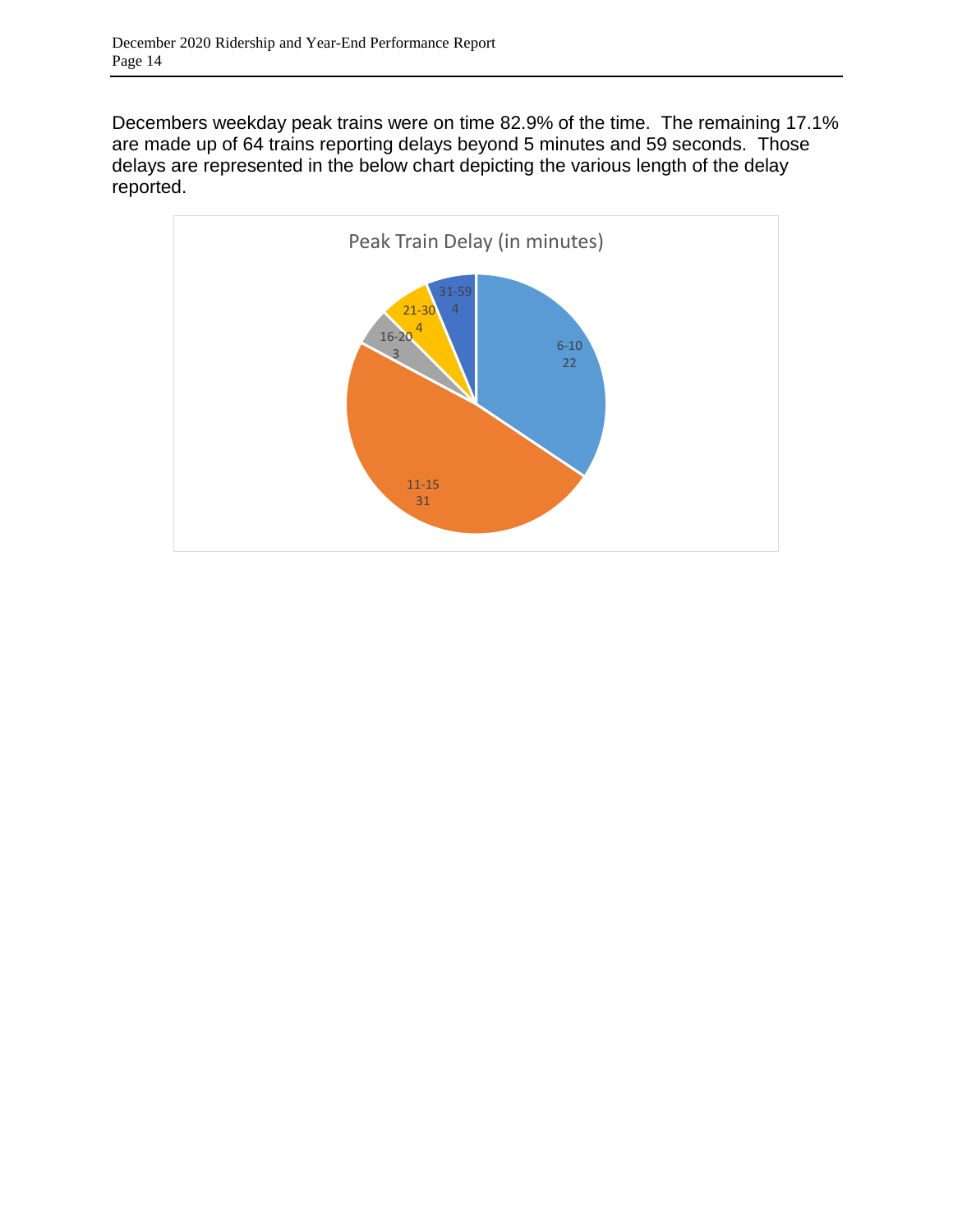Decembers weekday peak trains were on time 82.9% of the time. The remaining 17.1% are made up of 64 trains reporting delays beyond 5 minutes and 59 seconds. Those delays are represented in the below chart depicting the various length of the delay reported.

**Peak Train Delay (in minutes)**

| Delay (minutes) | Trains |
|---|---|
| 6-10 | 22 |
| 11-15 | 31 |
| 16-20 | 3 |
| 21-30 | 4 |
| 31-59 | 4 |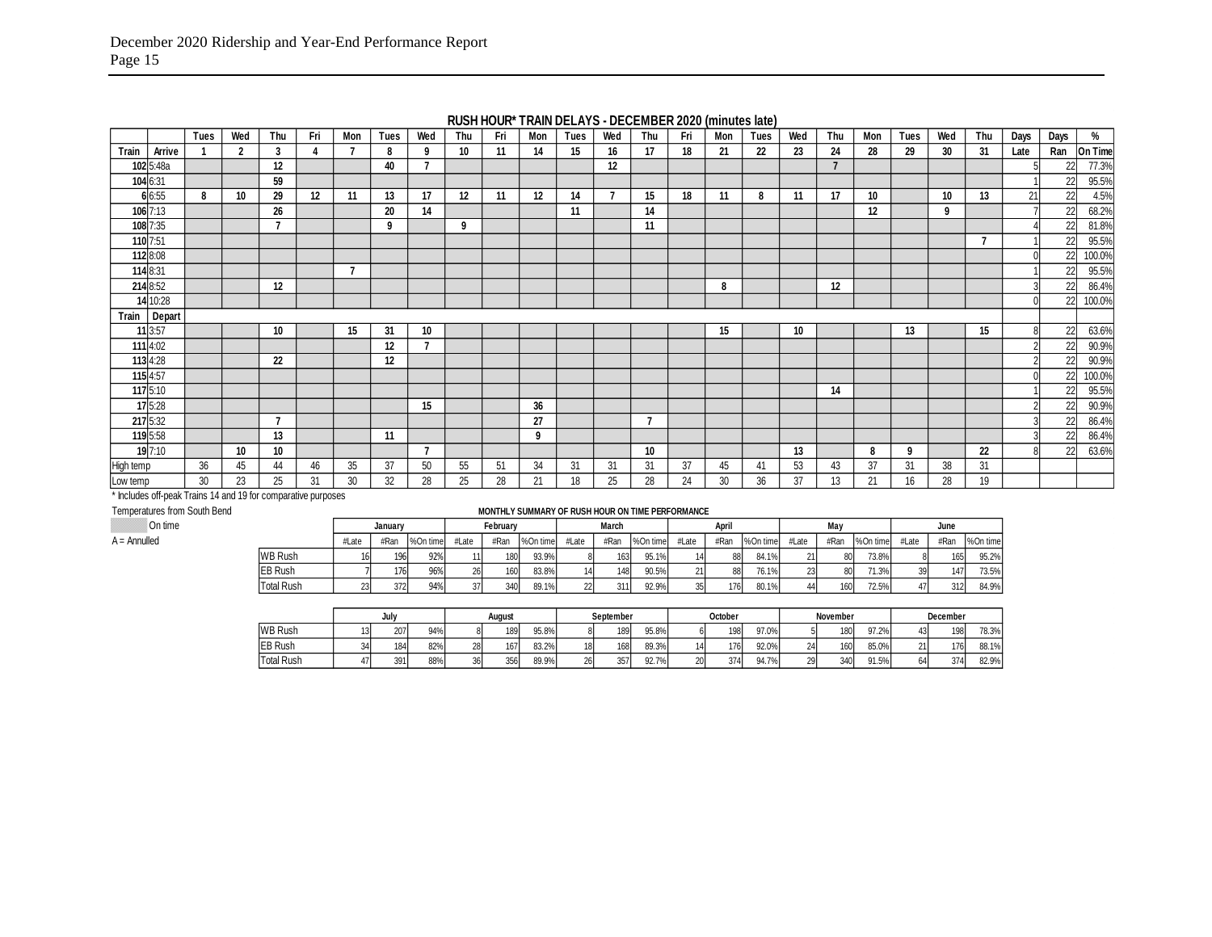## RUSH HOUR* TRAIN DELAYS - DECEMBER 2020 (minutes late)

| | | Tues | Wed | Thu | Fri | Mon | Tues | Wed | Thu | Fri | Mon | Tues | Wed | Thu | Fri | Mon | Tues | Wed | Thu | Mon | Tues | Wed | Thu | Days | Days | % |
|---|---|---|---|---|---|---|---|---|---|---|---|---|---|---|---|---|---|---|---|---|---|---|---|---|---|---|
| Train | Arrive | 1 | 2 | 3 | 4 | 7 | 8 | 9 | 10 | 11 | 14 | 15 | 16 | 17 | 18 | 21 | 22 | 23 | 24 | 28 | 29 | 30 | 31 | Late | Ran | On Time |
| 102 | 5:48a | | | 12 | | | 40 | 7 | | | | | 12 | | | | | | 7 | | | | | 5 | 22 | 77.3% |
| 104 | 6:31 | | | 59 | | | | | | | | | | | | | | | | | | | | 1 | 22 | 95.5% |
| 6 | 6:55 | 8 | 10 | 29 | 12 | 11 | 13 | 17 | 12 | 11 | 12 | 14 | 7 | 15 | 18 | 11 | 8 | 11 | 17 | 10 | | 10 | 13 | 21 | 22 | 4.5% |
| 106 | 7:13 | | | 26 | | | 20 | 14 | | | | 11 | | 14 | | | | | | 12 | | 9 | | 7 | 22 | 68.2% |
| 108 | 7:35 | | | 7 | | | 9 | | 9 | | | | | 11 | | | | | | | | | | 4 | 22 | 81.8% |
| 110 | 7:51 | | | | | | | | | | | | | | | | | | | | | | 7 | 1 | 22 | 95.5% |
| 112 | 8:08 | | | | | | | | | | | | | | | | | | | | | | | 0 | 22 | 100.0% |
| 114 | 8:31 | | | | | 7 | | | | | | | | | | | | | | | | | | 1 | 22 | 95.5% |
| 214 | 8:52 | | | 12 | | | | | | | | | | | | 8 | | | 12 | | | | | 3 | 22 | 86.4% |
| 14 | 10:28 | | | | | | | | | | | | | | | | | | | | | | | 0 | 22 | 100.0% |
| Train | Depart | | | | | | | | | | | | | | | | | | | | | | | | | |
| 11 | 3:57 | | | 10 | | 15 | 31 | 10 | | | | | | | | 15 | | 10 | | | 13 | | 15 | 8 | 22 | 63.6% |
| 111 | 4:02 | | | | | | 12 | 7 | | | | | | | | | | | | | | | | 2 | 22 | 90.9% |
| 113 | 4:28 | | | 22 | | | 12 | | | | | | | | | | | | | | | | | 2 | 22 | 90.9% |
| 115 | 4:57 | | | | | | | | | | | | | | | | | | | | | | | 0 | 22 | 100.0% |
| 117 | 5:10 | | | | | | | | | | | | | | | | | | 14 | | | | | 1 | 22 | 95.5% |
| 17 | 5:28 | | | | | | | 15 | | | 36 | | | | | | | | | | | | | 2 | 22 | 90.9% |
| 217 | 5:32 | | | 7 | | | | | | | 27 | | | 7 | | | | | | | | | | 3 | 22 | 86.4% |
| 119 | 5:58 | | | 13 | | | 11 | | | | 9 | | | | | | | | | | | | | 3 | 22 | 86.4% |
| 19 | 7:10 | | 10 | 10 | | | | 7 | | | | | | 10 | | | | 13 | | 8 | 9 | | 22 | 8 | 22 | 63.6% |
| High temp | | 36 | 45 | 44 | 46 | 35 | 37 | 50 | 55 | 51 | 34 | 31 | 31 | 31 | 37 | 45 | 41 | 53 | 43 | 37 | 31 | 38 | 31 | | | |
| Low temp | | 30 | 23 | 25 | 31 | 30 | 32 | 28 | 25 | 28 | 21 | 18 | 25 | 28 | 24 | 30 | 36 | 37 | 13 | 21 | 16 | 28 | 19 | | | |

\* Includes off-peak Trains 14 and 19 for comparative purposes

Temperatures from South Bend

(shaded) On time

A = Annulled

### MONTHLY SUMMARY OF RUSH HOUR ON TIME PERFORMANCE

| | January | | | February | | | March | | | April | | | May | | | June | | |
|---|---|---|---|---|---|---|---|---|---|---|---|---|---|---|---|---|---|---|
| | #Late | #Ran | %On time | #Late | #Ran | %On time | #Late | #Ran | %On time | #Late | #Ran | %On time | #Late | #Ran | %On time | #Late | #Ran | %On time |
| WB Rush | 16 | 196 | 92% | 11 | 180 | 93.9% | 8 | 163 | 95.1% | 14 | 88 | 84.1% | 21 | 80 | 73.8% | 8 | 165 | 95.2% |
| EB Rush | 7 | 176 | 96% | 26 | 160 | 83.8% | 14 | 148 | 90.5% | 21 | 88 | 76.1% | 23 | 80 | 71.3% | 39 | 147 | 73.5% |
| Total Rush | 23 | 372 | 94% | 37 | 340 | 89.1% | 22 | 311 | 92.9% | 35 | 176 | 80.1% | 44 | 160 | 72.5% | 47 | 312 | 84.9% |

| | July | | | August | | | September | | | October | | | November | | | December | | |
|---|---|---|---|---|---|---|---|---|---|---|---|---|---|---|---|---|---|---|
| WB Rush | 13 | 207 | 94% | 8 | 189 | 95.8% | 8 | 189 | 95.8% | 6 | 198 | 97.0% | 5 | 180 | 97.2% | 43 | 198 | 78.3% |
| EB Rush | 34 | 184 | 82% | 28 | 167 | 83.2% | 18 | 168 | 89.3% | 14 | 176 | 92.0% | 24 | 160 | 85.0% | 21 | 176 | 88.1% |
| Total Rush | 47 | 391 | 88% | 36 | 356 | 89.9% | 26 | 357 | 92.7% | 20 | 374 | 94.7% | 29 | 340 | 91.5% | 64 | 374 | 82.9% |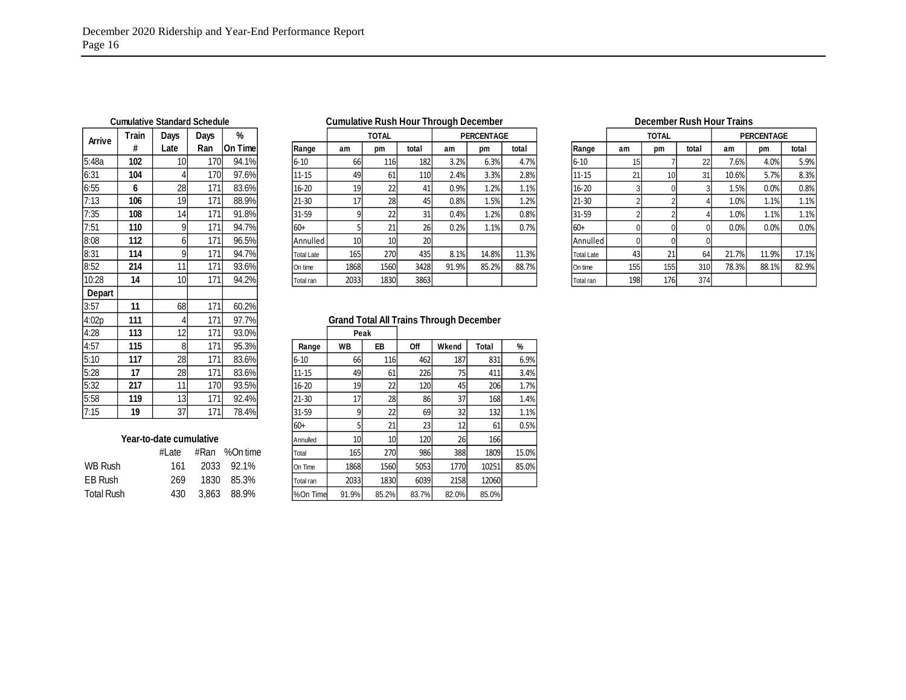### Cumulative Standard Schedule

| Arrive | Train # | Days Late | Days Ran | % On Time |
|---|---|---|---|---|
| 5:48a | **102** | 10 | 170 | 94.1% |
| 6:31 | **104** | 4 | 170 | 97.6% |
| 6:55 | **6** | 28 | 171 | 83.6% |
| 7:13 | **106** | 19 | 171 | 88.9% |
| 7:35 | **108** | 14 | 171 | 91.8% |
| 7:51 | **110** | 9 | 171 | 94.7% |
| 8:08 | **112** | 6 | 171 | 96.5% |
| 8:31 | **114** | 9 | 171 | 94.7% |
| 8:52 | **214** | 11 | 171 | 93.6% |
| 10:28 | **14** | 10 | 171 | 94.2% |
| **Depart** | | | | |
| 3:57 | **11** | 68 | 171 | 60.2% |
| 4:02p | **111** | 4 | 171 | 97.7% |
| 4:28 | **113** | 12 | 171 | 93.0% |
| 4:57 | **115** | 8 | 171 | 95.3% |
| 5:10 | **117** | 28 | 171 | 83.6% |
| 5:28 | **17** | 28 | 171 | 83.6% |
| 5:32 | **217** | 11 | 170 | 93.5% |
| 5:58 | **119** | 13 | 171 | 92.4% |
| 7:15 | **19** | 37 | 171 | 78.4% |

### Year-to-date cumulative

| | #Late | #Ran | %On time |
|---|---|---|---|
| WB Rush | 161 | 2033 | 92.1% |
| EB Rush | 269 | 1830 | 85.3% |
| Total Rush | 430 | 3,863 | 88.9% |

### Cumulative Rush Hour Through December

| | TOTAL | | | PERCENTAGE | | |
|---|---|---|---|---|---|---|
| Range | am | pm | total | am | pm | total |
| 6-10 | 66 | 116 | 182 | 3.2% | 6.3% | 4.7% |
| 11-15 | 49 | 61 | 110 | 2.4% | 3.3% | 2.8% |
| 16-20 | 19 | 22 | 41 | 0.9% | 1.2% | 1.1% |
| 21-30 | 17 | 28 | 45 | 0.8% | 1.5% | 1.2% |
| 31-59 | 9 | 22 | 31 | 0.4% | 1.2% | 0.8% |
| 60+ | 5 | 21 | 26 | 0.2% | 1.1% | 0.7% |
| Annulled | 10 | 10 | 20 | | | |
| Total Late | 165 | 270 | 435 | 8.1% | 14.8% | 11.3% |
| On time | 1868 | 1560 | 3428 | 91.9% | 85.2% | 88.7% |
| Total ran | 2033 | 1830 | 3863 | | | |

### Grand Total All Trains Through December

| | Peak | | | | | |
|---|---|---|---|---|---|---|
| Range | WB | EB | Off | Wkend | Total | % |
| 6-10 | 66 | 116 | 462 | 187 | 831 | 6.9% |
| 11-15 | 49 | 61 | 226 | 75 | 411 | 3.4% |
| 16-20 | 19 | 22 | 120 | 45 | 206 | 1.7% |
| 21-30 | 17 | 28 | 86 | 37 | 168 | 1.4% |
| 31-59 | 9 | 22 | 69 | 32 | 132 | 1.1% |
| 60+ | 5 | 21 | 23 | 12 | 61 | 0.5% |
| Annulled | 10 | 10 | 120 | 26 | 166 | |
| Total | 165 | 270 | 986 | 388 | 1809 | 15.0% |
| On Time | 1868 | 1560 | 5053 | 1770 | 10251 | 85.0% |
| Total ran | 2033 | 1830 | 6039 | 2158 | 12060 | |
| %On Time | 91.9% | 85.2% | 83.7% | 82.0% | 85.0% | |

### December Rush Hour Trains

| | TOTAL | | | PERCENTAGE | | |
|---|---|---|---|---|---|---|
| Range | am | pm | total | am | pm | total |
| 6-10 | 15 | 7 | 22 | 7.6% | 4.0% | 5.9% |
| 11-15 | 21 | 10 | 31 | 10.6% | 5.7% | 8.3% |
| 16-20 | 3 | 0 | 3 | 1.5% | 0.0% | 0.8% |
| 21-30 | 2 | 2 | 4 | 1.0% | 1.1% | 1.1% |
| 31-59 | 2 | 2 | 4 | 1.0% | 1.1% | 1.1% |
| 60+ | 0 | 0 | 0 | 0.0% | 0.0% | 0.0% |
| Annulled | 0 | 0 | 0 | | | |
| Total Late | 43 | 21 | 64 | 21.7% | 11.9% | 17.1% |
| On time | 155 | 155 | 310 | 78.3% | 88.1% | 82.9% |
| Total ran | 198 | 176 | 374 | | | |